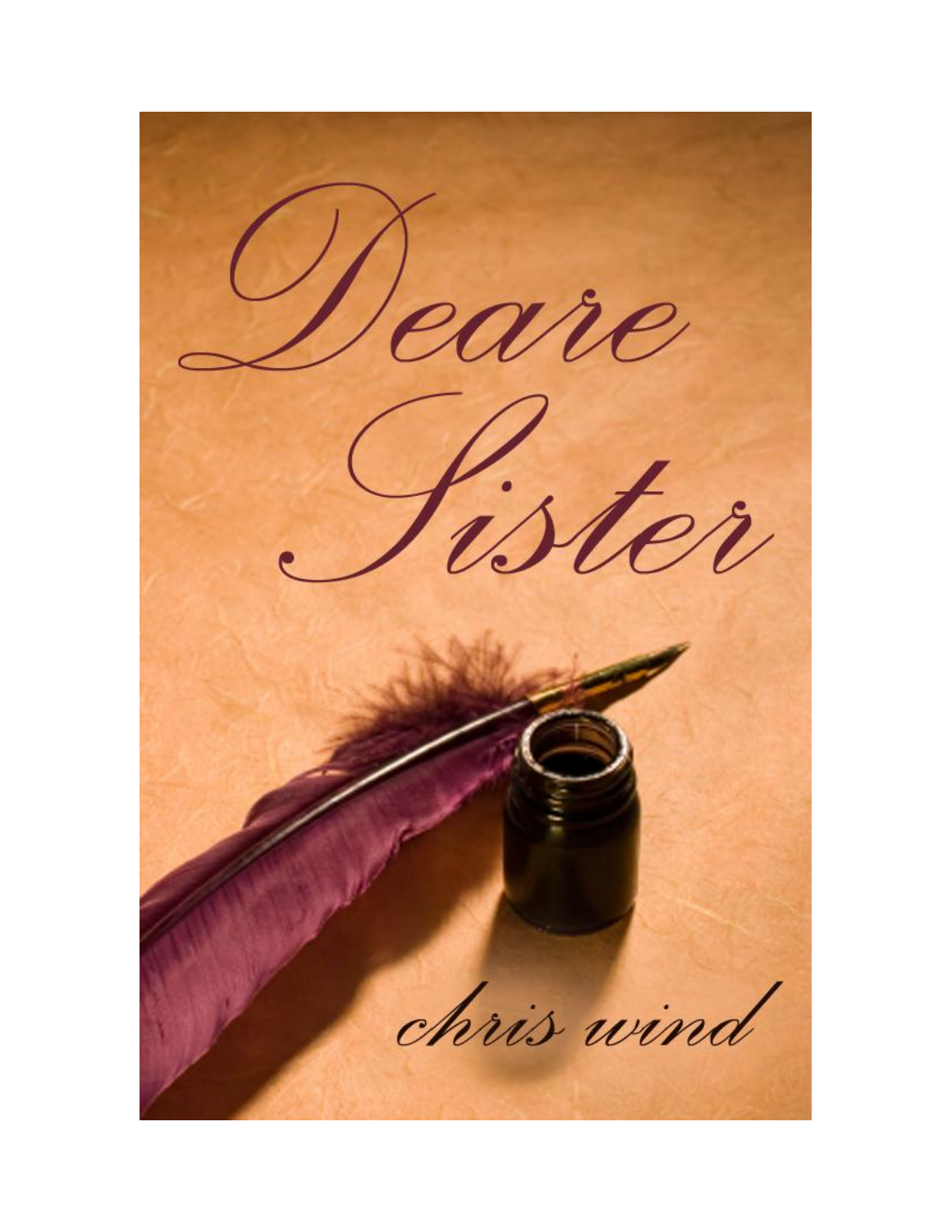# Deare Sister

chris wind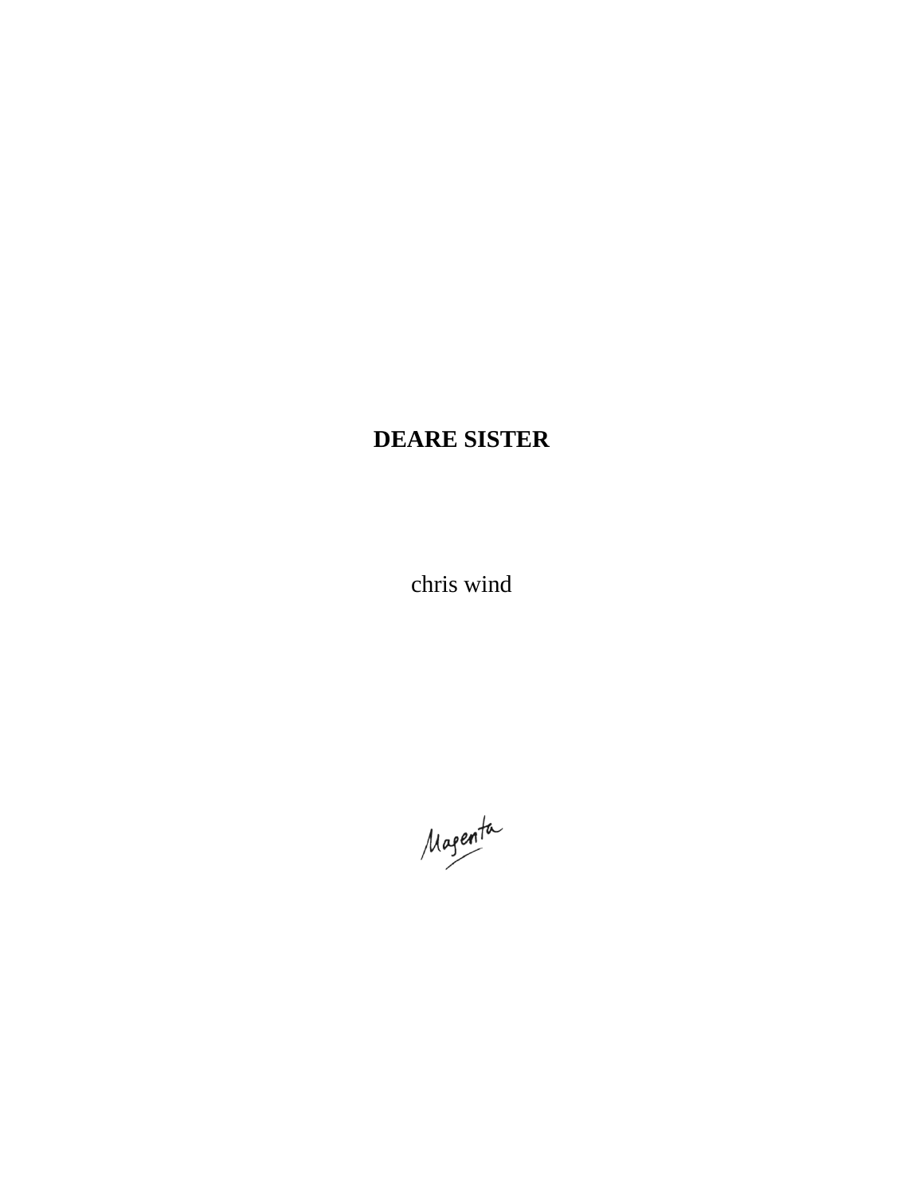# DEARE SISTER

chris wind

Magenta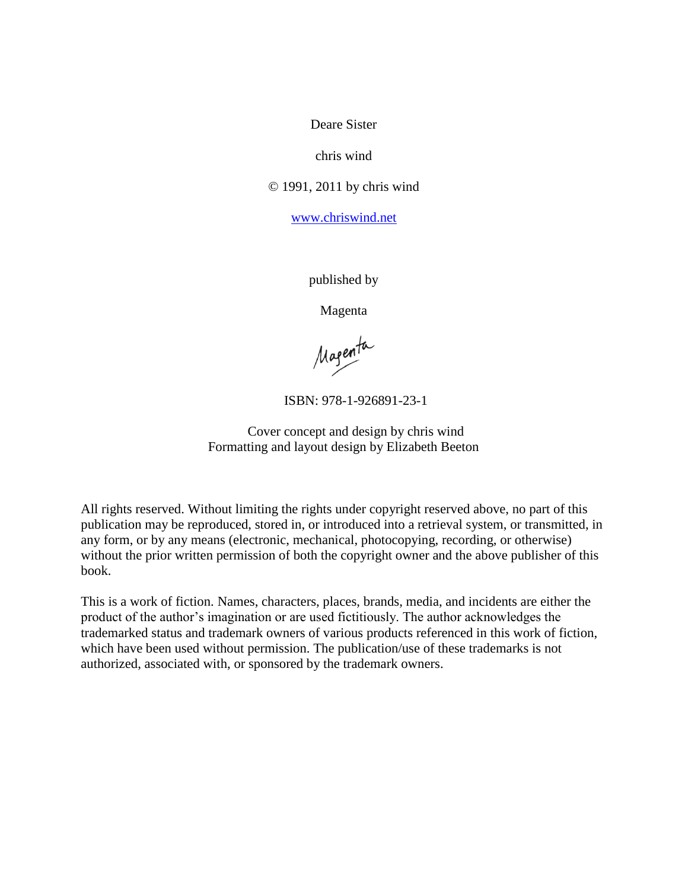Deare Sister

chris wind

© 1991, 2011 by chris wind

www.chriswind.net

published by

Magenta

ISBN: 978-1-926891-23-1

Cover concept and design by chris wind
Formatting and layout design by Elizabeth Beeton

All rights reserved. Without limiting the rights under copyright reserved above, no part of this publication may be reproduced, stored in, or introduced into a retrieval system, or transmitted, in any form, or by any means (electronic, mechanical, photocopying, recording, or otherwise) without the prior written permission of both the copyright owner and the above publisher of this book.

This is a work of fiction. Names, characters, places, brands, media, and incidents are either the product of the author's imagination or are used fictitiously. The author acknowledges the trademarked status and trademark owners of various products referenced in this work of fiction, which have been used without permission. The publication/use of these trademarks is not authorized, associated with, or sponsored by the trademark owners.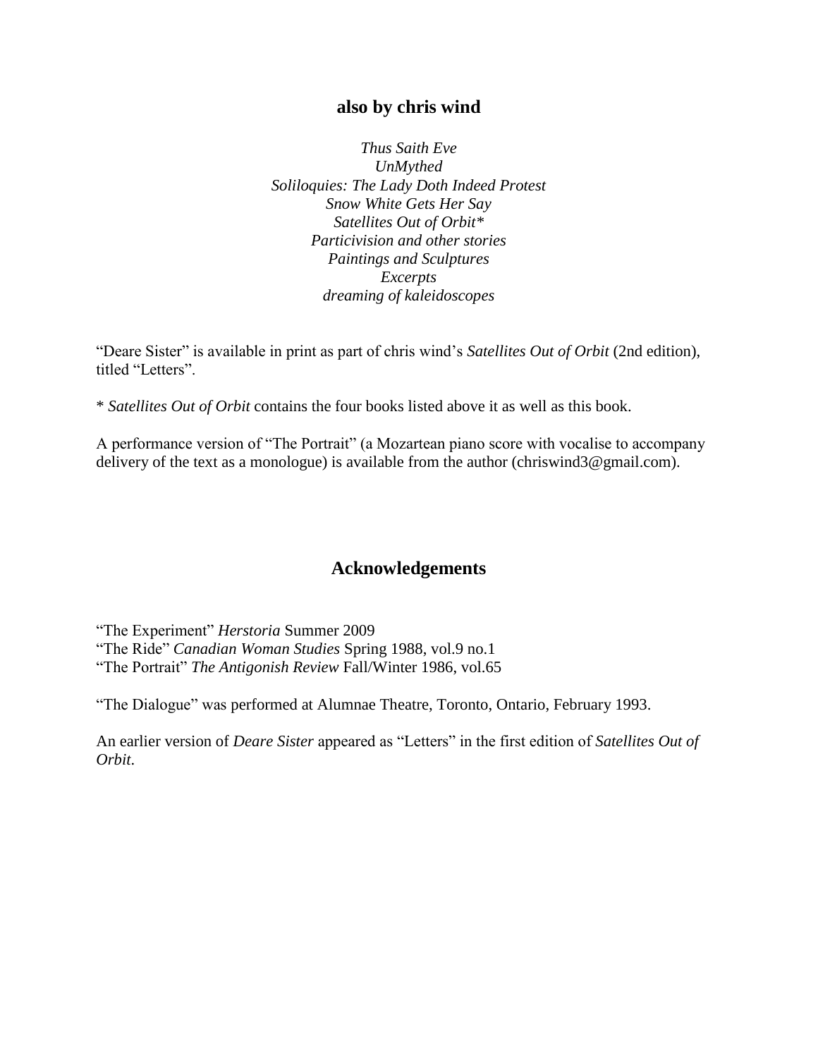## also by chris wind

*Thus Saith Eve*
*UnMythed*
*Soliloquies: The Lady Doth Indeed Protest*
*Snow White Gets Her Say*
*Satellites Out of Orbit**
*Particivision and other stories*
*Paintings and Sculptures*
*Excerpts*
*dreaming of kaleidoscopes*

"Deare Sister" is available in print as part of chris wind's *Satellites Out of Orbit* (2nd edition), titled "Letters".

* *Satellites Out of Orbit* contains the four books listed above it as well as this book.

A performance version of "The Portrait" (a Mozartean piano score with vocalise to accompany delivery of the text as a monologue) is available from the author (chriswind3@gmail.com).

## Acknowledgements

"The Experiment" *Herstoria* Summer 2009
"The Ride" *Canadian Woman Studies* Spring 1988, vol.9 no.1
"The Portrait" *The Antigonish Review* Fall/Winter 1986, vol.65

"The Dialogue" was performed at Alumnae Theatre, Toronto, Ontario, February 1993.

An earlier version of *Deare Sister* appeared as "Letters" in the first edition of *Satellites Out of Orbit.*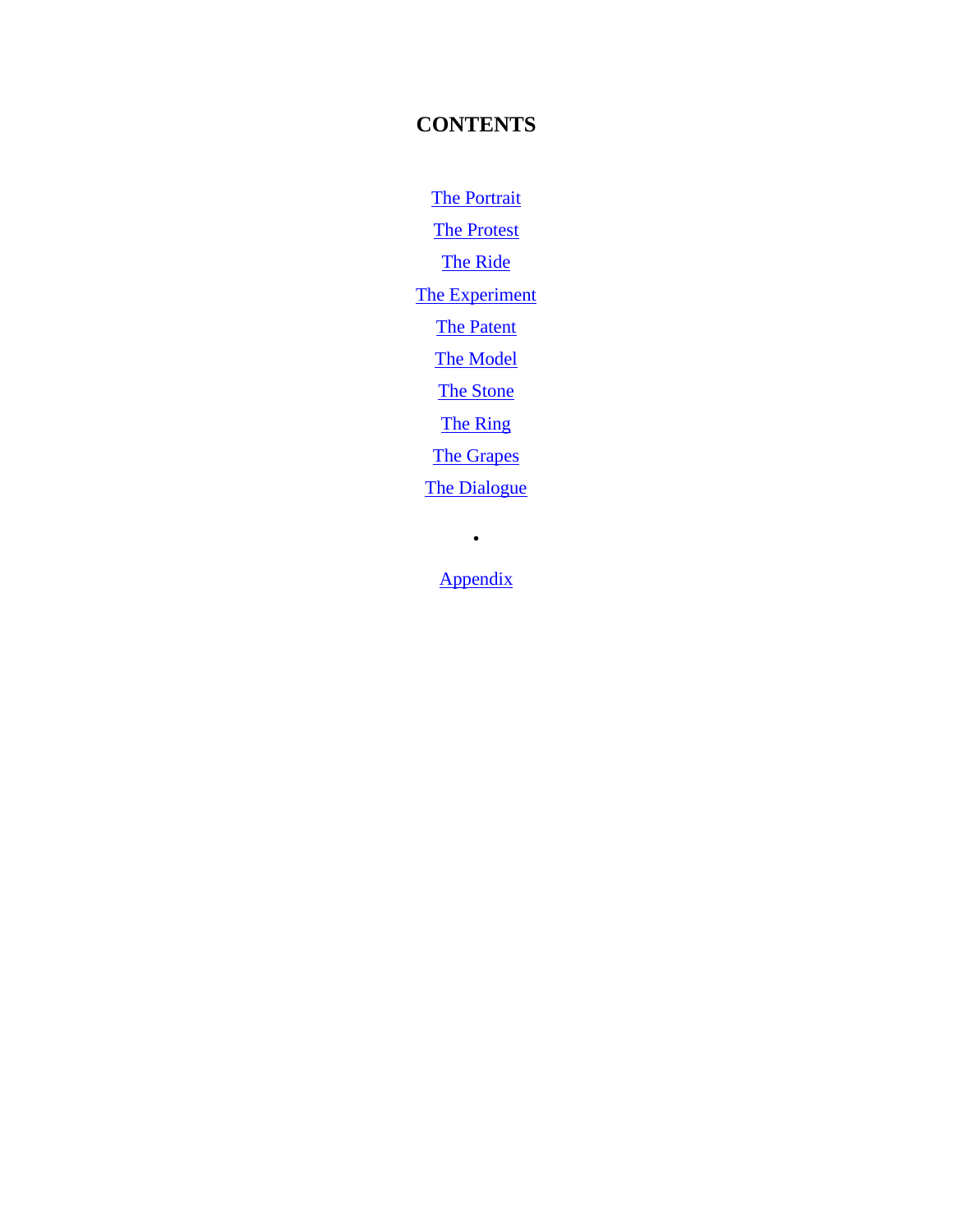# CONTENTS

The Portrait

The Protest

The Ride

The Experiment

The Patent

The Model

The Stone

The Ring

The Grapes

The Dialogue

•

Appendix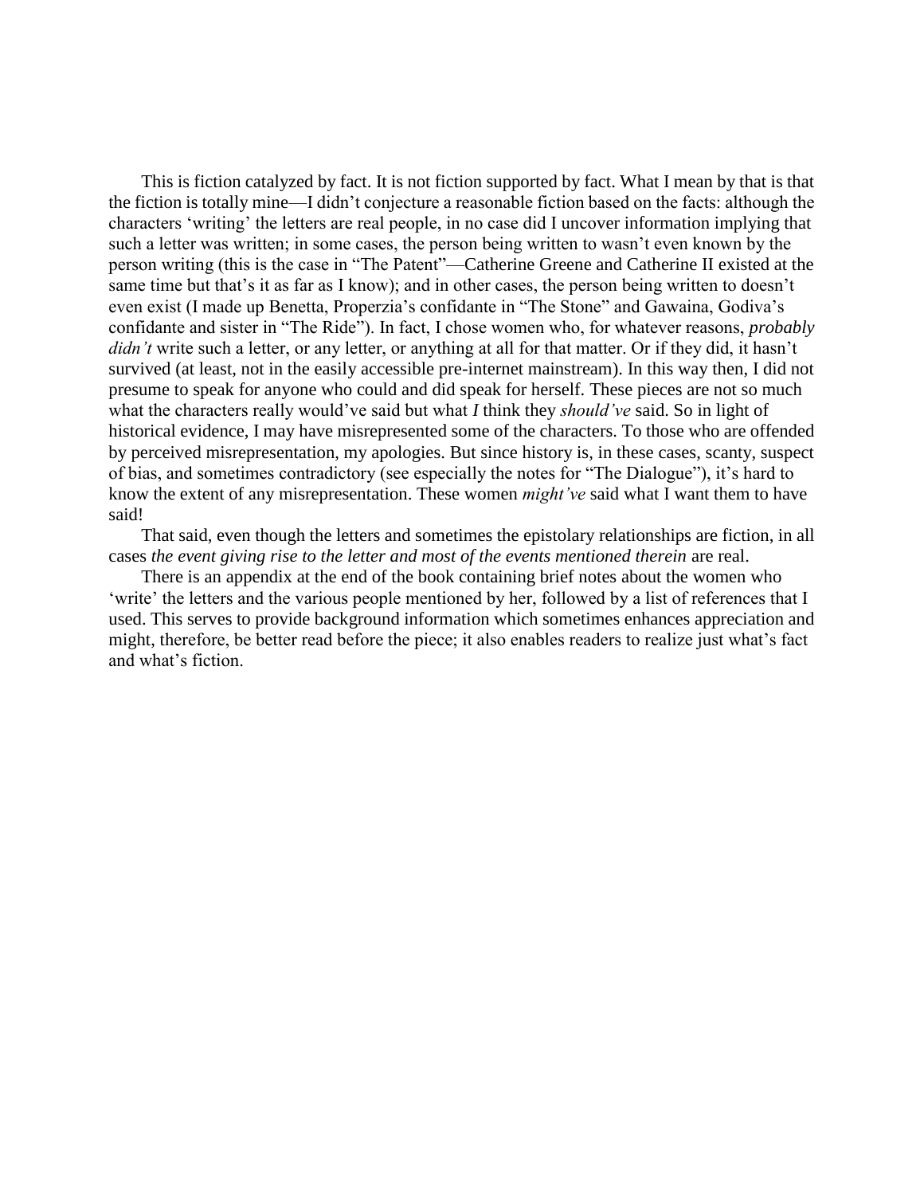This is fiction catalyzed by fact. It is not fiction supported by fact. What I mean by that is that the fiction is totally mine—I didn't conjecture a reasonable fiction based on the facts: although the characters 'writing' the letters are real people, in no case did I uncover information implying that such a letter was written; in some cases, the person being written to wasn't even known by the person writing (this is the case in "The Patent"—Catherine Greene and Catherine II existed at the same time but that's it as far as I know); and in other cases, the person being written to doesn't even exist (I made up Benetta, Properzia's confidante in "The Stone" and Gawaina, Godiva's confidante and sister in "The Ride"). In fact, I chose women who, for whatever reasons, *probably didn't* write such a letter, or any letter, or anything at all for that matter. Or if they did, it hasn't survived (at least, not in the easily accessible pre-internet mainstream). In this way then, I did not presume to speak for anyone who could and did speak for herself. These pieces are not so much what the characters really would've said but what *I* think they *should've* said. So in light of historical evidence, I may have misrepresented some of the characters. To those who are offended by perceived misrepresentation, my apologies. But since history is, in these cases, scanty, suspect of bias, and sometimes contradictory (see especially the notes for "The Dialogue"), it's hard to know the extent of any misrepresentation. These women *might've* said what I want them to have said!

That said, even though the letters and sometimes the epistolary relationships are fiction, in all cases *the event giving rise to the letter and most of the events mentioned therein* are real.

There is an appendix at the end of the book containing brief notes about the women who 'write' the letters and the various people mentioned by her, followed by a list of references that I used. This serves to provide background information which sometimes enhances appreciation and might, therefore, be better read before the piece; it also enables readers to realize just what's fact and what's fiction.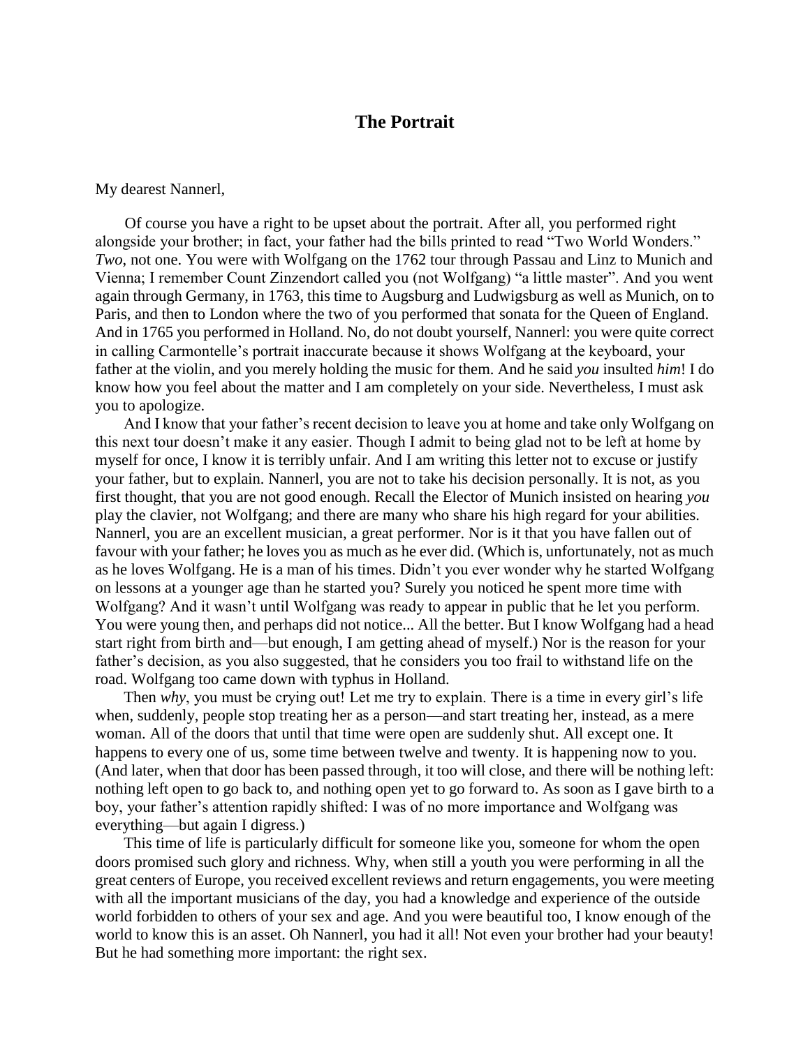## The Portrait

My dearest Nannerl,

Of course you have a right to be upset about the portrait. After all, you performed right alongside your brother; in fact, your father had the bills printed to read "Two World Wonders." *Two*, not one. You were with Wolfgang on the 1762 tour through Passau and Linz to Munich and Vienna; I remember Count Zinzendort called you (not Wolfgang) "a little master". And you went again through Germany, in 1763, this time to Augsburg and Ludwigsburg as well as Munich, on to Paris, and then to London where the two of you performed that sonata for the Queen of England. And in 1765 you performed in Holland. No, do not doubt yourself, Nannerl: you were quite correct in calling Carmontelle's portrait inaccurate because it shows Wolfgang at the keyboard, your father at the violin, and you merely holding the music for them. And he said *you* insulted *him*! I do know how you feel about the matter and I am completely on your side. Nevertheless, I must ask you to apologize.

And I know that your father's recent decision to leave you at home and take only Wolfgang on this next tour doesn't make it any easier. Though I admit to being glad not to be left at home by myself for once, I know it is terribly unfair. And I am writing this letter not to excuse or justify your father, but to explain. Nannerl, you are not to take his decision personally. It is not, as you first thought, that you are not good enough. Recall the Elector of Munich insisted on hearing *you* play the clavier, not Wolfgang; and there are many who share his high regard for your abilities. Nannerl, you are an excellent musician, a great performer. Nor is it that you have fallen out of favour with your father; he loves you as much as he ever did. (Which is, unfortunately, not as much as he loves Wolfgang. He is a man of his times. Didn't you ever wonder why he started Wolfgang on lessons at a younger age than he started you? Surely you noticed he spent more time with Wolfgang? And it wasn't until Wolfgang was ready to appear in public that he let you perform. You were young then, and perhaps did not notice... All the better. But I know Wolfgang had a head start right from birth and—but enough, I am getting ahead of myself.) Nor is the reason for your father's decision, as you also suggested, that he considers you too frail to withstand life on the road. Wolfgang too came down with typhus in Holland.

Then *why*, you must be crying out! Let me try to explain. There is a time in every girl's life when, suddenly, people stop treating her as a person—and start treating her, instead, as a mere woman. All of the doors that until that time were open are suddenly shut. All except one. It happens to every one of us, some time between twelve and twenty. It is happening now to you. (And later, when that door has been passed through, it too will close, and there will be nothing left: nothing left open to go back to, and nothing open yet to go forward to. As soon as I gave birth to a boy, your father's attention rapidly shifted: I was of no more importance and Wolfgang was everything—but again I digress.)

This time of life is particularly difficult for someone like you, someone for whom the open doors promised such glory and richness. Why, when still a youth you were performing in all the great centers of Europe, you received excellent reviews and return engagements, you were meeting with all the important musicians of the day, you had a knowledge and experience of the outside world forbidden to others of your sex and age. And you were beautiful too, I know enough of the world to know this is an asset. Oh Nannerl, you had it all! Not even your brother had your beauty! But he had something more important: the right sex.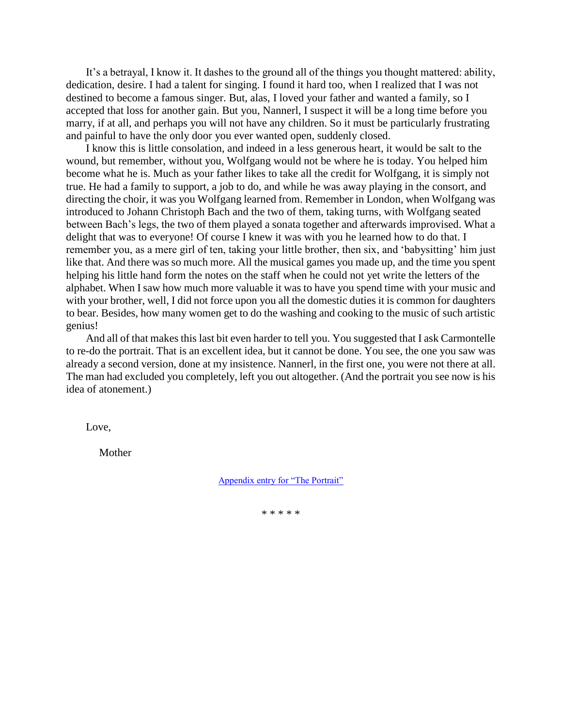It's a betrayal, I know it. It dashes to the ground all of the things you thought mattered: ability, dedication, desire. I had a talent for singing. I found it hard too, when I realized that I was not destined to become a famous singer. But, alas, I loved your father and wanted a family, so I accepted that loss for another gain. But you, Nannerl, I suspect it will be a long time before you marry, if at all, and perhaps you will not have any children. So it must be particularly frustrating and painful to have the only door you ever wanted open, suddenly closed.

I know this is little consolation, and indeed in a less generous heart, it would be salt to the wound, but remember, without you, Wolfgang would not be where he is today. You helped him become what he is. Much as your father likes to take all the credit for Wolfgang, it is simply not true. He had a family to support, a job to do, and while he was away playing in the consort, and directing the choir, it was you Wolfgang learned from. Remember in London, when Wolfgang was introduced to Johann Christoph Bach and the two of them, taking turns, with Wolfgang seated between Bach's legs, the two of them played a sonata together and afterwards improvised. What a delight that was to everyone! Of course I knew it was with you he learned how to do that. I remember you, as a mere girl of ten, taking your little brother, then six, and 'babysitting' him just like that. And there was so much more. All the musical games you made up, and the time you spent helping his little hand form the notes on the staff when he could not yet write the letters of the alphabet. When I saw how much more valuable it was to have you spend time with your music and with your brother, well, I did not force upon you all the domestic duties it is common for daughters to bear. Besides, how many women get to do the washing and cooking to the music of such artistic genius!

And all of that makes this last bit even harder to tell you. You suggested that I ask Carmontelle to re-do the portrait. That is an excellent idea, but it cannot be done. You see, the one you saw was already a second version, done at my insistence. Nannerl, in the first one, you were not there at all. The man had excluded you completely, left you out altogether. (And the portrait you see now is his idea of atonement.)

Love,

Mother

Appendix entry for "The Portrait"

\* \* \* \* \*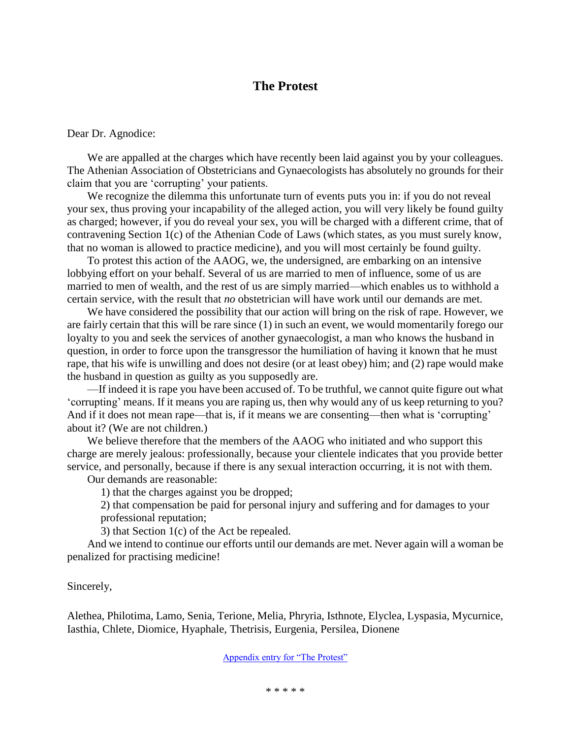## The Protest

Dear Dr. Agnodice:

We are appalled at the charges which have recently been laid against you by your colleagues. The Athenian Association of Obstetricians and Gynaecologists has absolutely no grounds for their claim that you are 'corrupting' your patients.

We recognize the dilemma this unfortunate turn of events puts you in: if you do not reveal your sex, thus proving your incapability of the alleged action, you will very likely be found guilty as charged; however, if you do reveal your sex, you will be charged with a different crime, that of contravening Section 1(c) of the Athenian Code of Laws (which states, as you must surely know, that no woman is allowed to practice medicine), and you will most certainly be found guilty.

To protest this action of the AAOG, we, the undersigned, are embarking on an intensive lobbying effort on your behalf. Several of us are married to men of influence, some of us are married to men of wealth, and the rest of us are simply married—which enables us to withhold a certain service, with the result that *no* obstetrician will have work until our demands are met.

We have considered the possibility that our action will bring on the risk of rape. However, we are fairly certain that this will be rare since (1) in such an event, we would momentarily forego our loyalty to you and seek the services of another gynaecologist, a man who knows the husband in question, in order to force upon the transgressor the humiliation of having it known that he must rape, that his wife is unwilling and does not desire (or at least obey) him; and (2) rape would make the husband in question as guilty as you supposedly are.

—If indeed it is rape you have been accused of. To be truthful, we cannot quite figure out what 'corrupting' means. If it means you are raping us, then why would any of us keep returning to you? And if it does not mean rape—that is, if it means we are consenting—then what is 'corrupting' about it? (We are not children.)

We believe therefore that the members of the AAOG who initiated and who support this charge are merely jealous: professionally, because your clientele indicates that you provide better service, and personally, because if there is any sexual interaction occurring, it is not with them.

Our demands are reasonable:

1) that the charges against you be dropped;

2) that compensation be paid for personal injury and suffering and for damages to your professional reputation;

3) that Section 1(c) of the Act be repealed.

And we intend to continue our efforts until our demands are met. Never again will a woman be penalized for practising medicine!

Sincerely,

Alethea, Philotima, Lamo, Senia, Terione, Melia, Phryria, Isthnote, Elyclea, Lyspasia, Mycurnice, Iasthia, Chlete, Diomice, Hyaphale, Thetrisis, Eurgenia, Persilea, Dionene

Appendix entry for "The Protest"

\* \* \* \* \*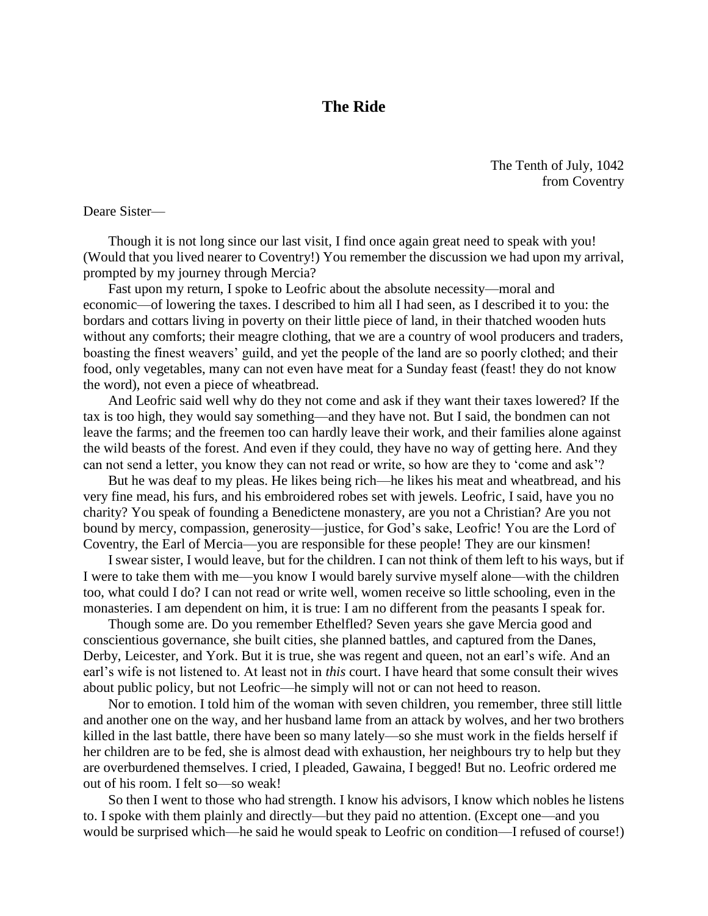## The Ride

The Tenth of July, 1042  
from Coventry

Deare Sister—

Though it is not long since our last visit, I find once again great need to speak with you! (Would that you lived nearer to Coventry!) You remember the discussion we had upon my arrival, prompted by my journey through Mercia?

Fast upon my return, I spoke to Leofric about the absolute necessity—moral and economic—of lowering the taxes. I described to him all I had seen, as I described it to you: the bordars and cottars living in poverty on their little piece of land, in their thatched wooden huts without any comforts; their meagre clothing, that we are a country of wool producers and traders, boasting the finest weavers' guild, and yet the people of the land are so poorly clothed; and their food, only vegetables, many can not even have meat for a Sunday feast (feast! they do not know the word), not even a piece of wheatbread.

And Leofric said well why do they not come and ask if they want their taxes lowered? If the tax is too high, they would say something—and they have not. But I said, the bondmen can not leave the farms; and the freemen too can hardly leave their work, and their families alone against the wild beasts of the forest. And even if they could, they have no way of getting here. And they can not send a letter, you know they can not read or write, so how are they to 'come and ask'?

But he was deaf to my pleas. He likes being rich—he likes his meat and wheatbread, and his very fine mead, his furs, and his embroidered robes set with jewels. Leofric, I said, have you no charity? You speak of founding a Benedictene monastery, are you not a Christian? Are you not bound by mercy, compassion, generosity—justice, for God's sake, Leofric! You are the Lord of Coventry, the Earl of Mercia—you are responsible for these people! They are our kinsmen!

I swear sister, I would leave, but for the children. I can not think of them left to his ways, but if I were to take them with me—you know I would barely survive myself alone—with the children too, what could I do? I can not read or write well, women receive so little schooling, even in the monasteries. I am dependent on him, it is true: I am no different from the peasants I speak for.

Though some are. Do you remember Ethelfled? Seven years she gave Mercia good and conscientious governance, she built cities, she planned battles, and captured from the Danes, Derby, Leicester, and York. But it is true, she was regent and queen, not an earl's wife. And an earl's wife is not listened to. At least not in *this* court. I have heard that some consult their wives about public policy, but not Leofric—he simply will not or can not heed to reason.

Nor to emotion. I told him of the woman with seven children, you remember, three still little and another one on the way, and her husband lame from an attack by wolves, and her two brothers killed in the last battle, there have been so many lately—so she must work in the fields herself if her children are to be fed, she is almost dead with exhaustion, her neighbours try to help but they are overburdened themselves. I cried, I pleaded, Gawaina, I begged! But no. Leofric ordered me out of his room. I felt so—so weak!

So then I went to those who had strength. I know his advisors, I know which nobles he listens to. I spoke with them plainly and directly—but they paid no attention. (Except one—and you would be surprised which—he said he would speak to Leofric on condition—I refused of course!)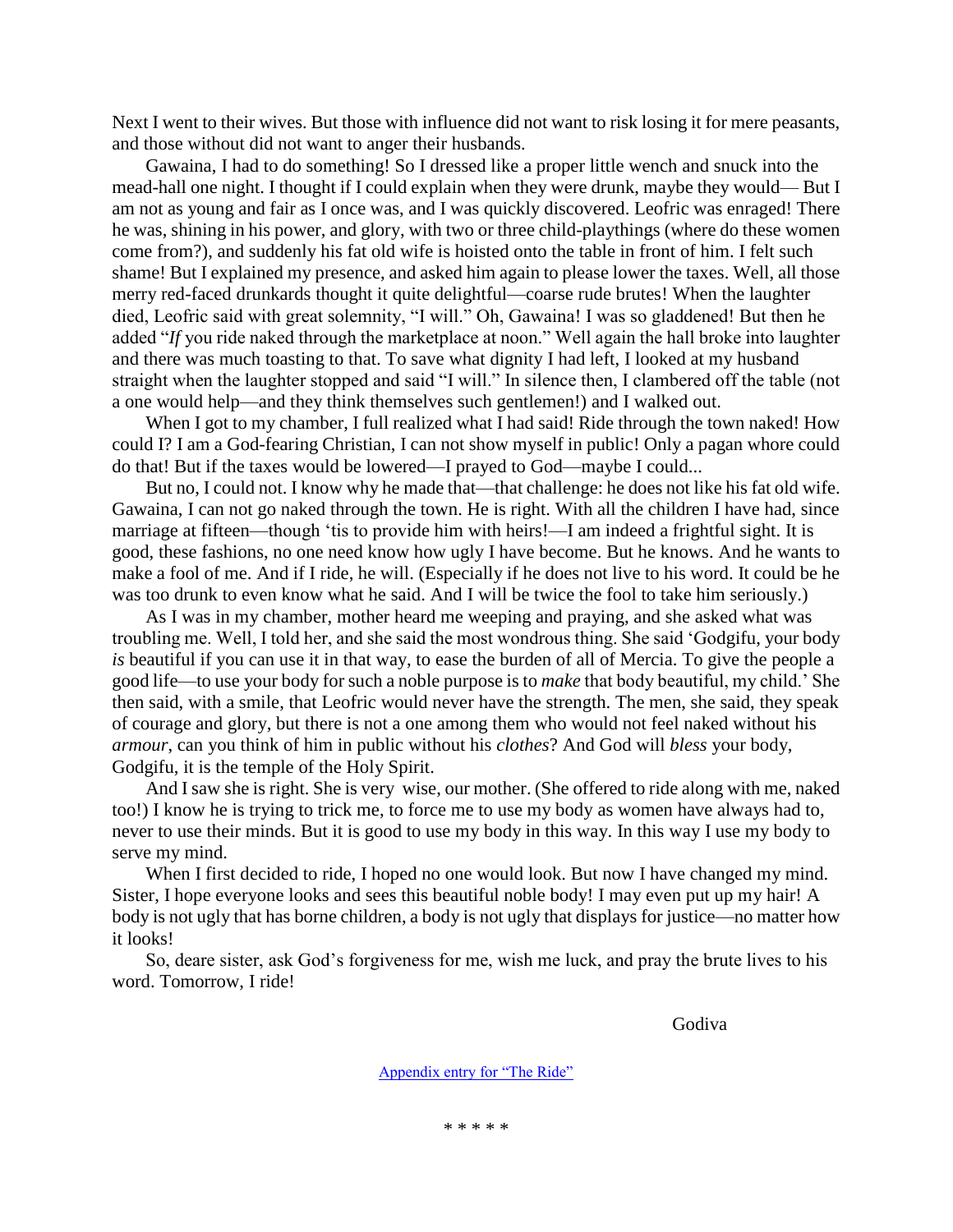Next I went to their wives. But those with influence did not want to risk losing it for mere peasants, and those without did not want to anger their husbands.

Gawaina, I had to do something! So I dressed like a proper little wench and snuck into the mead-hall one night. I thought if I could explain when they were drunk, maybe they would— But I am not as young and fair as I once was, and I was quickly discovered. Leofric was enraged! There he was, shining in his power, and glory, with two or three child-playthings (where do these women come from?), and suddenly his fat old wife is hoisted onto the table in front of him. I felt such shame! But I explained my presence, and asked him again to please lower the taxes. Well, all those merry red-faced drunkards thought it quite delightful—coarse rude brutes! When the laughter died, Leofric said with great solemnity, "I will." Oh, Gawaina! I was so gladdened! But then he added "*If* you ride naked through the marketplace at noon." Well again the hall broke into laughter and there was much toasting to that. To save what dignity I had left, I looked at my husband straight when the laughter stopped and said "I will." In silence then, I clambered off the table (not a one would help—and they think themselves such gentlemen!) and I walked out.

When I got to my chamber, I full realized what I had said! Ride through the town naked! How could I? I am a God-fearing Christian, I can not show myself in public! Only a pagan whore could do that! But if the taxes would be lowered—I prayed to God—maybe I could...

But no, I could not. I know why he made that—that challenge: he does not like his fat old wife. Gawaina, I can not go naked through the town. He is right. With all the children I have had, since marriage at fifteen—though 'tis to provide him with heirs!—I am indeed a frightful sight. It is good, these fashions, no one need know how ugly I have become. But he knows. And he wants to make a fool of me. And if I ride, he will. (Especially if he does not live to his word. It could be he was too drunk to even know what he said. And I will be twice the fool to take him seriously.)

As I was in my chamber, mother heard me weeping and praying, and she asked what was troubling me. Well, I told her, and she said the most wondrous thing. She said 'Godgifu, your body *is* beautiful if you can use it in that way, to ease the burden of all of Mercia. To give the people a good life—to use your body for such a noble purpose is to *make* that body beautiful, my child.' She then said, with a smile, that Leofric would never have the strength. The men, she said, they speak of courage and glory, but there is not a one among them who would not feel naked without his *armour*, can you think of him in public without his *clothes*? And God will *bless* your body, Godgifu, it is the temple of the Holy Spirit.

And I saw she is right. She is very wise, our mother. (She offered to ride along with me, naked too!) I know he is trying to trick me, to force me to use my body as women have always had to, never to use their minds. But it is good to use my body in this way. In this way I use my body to serve my mind.

When I first decided to ride, I hoped no one would look. But now I have changed my mind. Sister, I hope everyone looks and sees this beautiful noble body! I may even put up my hair! A body is not ugly that has borne children, a body is not ugly that displays for justice—no matter how it looks!

So, deare sister, ask God's forgiveness for me, wish me luck, and pray the brute lives to his word. Tomorrow, I ride!

Godiva

Appendix entry for "The Ride"

\* \* \* \* \*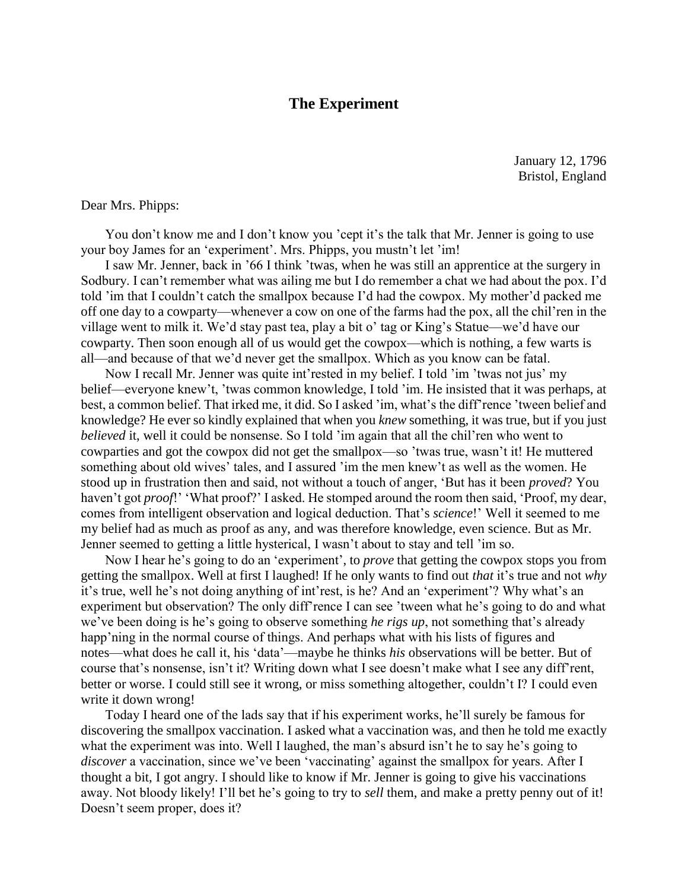# The Experiment

January 12, 1796
Bristol, England

Dear Mrs. Phipps:

You don't know me and I don't know you 'cept it's the talk that Mr. Jenner is going to use your boy James for an 'experiment'. Mrs. Phipps, you mustn't let 'im!

I saw Mr. Jenner, back in '66 I think 'twas, when he was still an apprentice at the surgery in Sodbury. I can't remember what was ailing me but I do remember a chat we had about the pox. I'd told 'im that I couldn't catch the smallpox because I'd had the cowpox. My mother'd packed me off one day to a cowparty—whenever a cow on one of the farms had the pox, all the chil'ren in the village went to milk it. We'd stay past tea, play a bit o' tag or King's Statue—we'd have our cowparty. Then soon enough all of us would get the cowpox—which is nothing, a few warts is all—and because of that we'd never get the smallpox. Which as you know can be fatal.

Now I recall Mr. Jenner was quite int'rested in my belief. I told 'im 'twas not jus' my belief—everyone knew't, 'twas common knowledge, I told 'im. He insisted that it was perhaps, at best, a common belief. That irked me, it did. So I asked 'im, what's the diff'rence 'tween belief and knowledge? He ever so kindly explained that when you *knew* something, it was true, but if you just *believed* it, well it could be nonsense. So I told 'im again that all the chil'ren who went to cowparties and got the cowpox did not get the smallpox—so 'twas true, wasn't it! He muttered something about old wives' tales, and I assured 'im the men knew't as well as the women. He stood up in frustration then and said, not without a touch of anger, 'But has it been *proved*? You haven't got *proof*!' 'What proof?' I asked. He stomped around the room then said, 'Proof, my dear, comes from intelligent observation and logical deduction. That's *science*!' Well it seemed to me my belief had as much as proof as any, and was therefore knowledge, even science. But as Mr. Jenner seemed to getting a little hysterical, I wasn't about to stay and tell 'im so.

Now I hear he's going to do an 'experiment', to *prove* that getting the cowpox stops you from getting the smallpox. Well at first I laughed! If he only wants to find out *that* it's true and not *why* it's true, well he's not doing anything of int'rest, is he? And an 'experiment'? Why what's an experiment but observation? The only diff'rence I can see 'tween what he's going to do and what we've been doing is he's going to observe something *he rigs up*, not something that's already happ'ning in the normal course of things. And perhaps what with his lists of figures and notes—what does he call it, his 'data'—maybe he thinks *his* observations will be better. But of course that's nonsense, isn't it? Writing down what I see doesn't make what I see any diff'rent, better or worse. I could still see it wrong, or miss something altogether, couldn't I? I could even write it down wrong!

Today I heard one of the lads say that if his experiment works, he'll surely be famous for discovering the smallpox vaccination. I asked what a vaccination was, and then he told me exactly what the experiment was into. Well I laughed, the man's absurd isn't he to say he's going to *discover* a vaccination, since we've been 'vaccinating' against the smallpox for years. After I thought a bit, I got angry. I should like to know if Mr. Jenner is going to give his vaccinations away. Not bloody likely! I'll bet he's going to try to *sell* them, and make a pretty penny out of it! Doesn't seem proper, does it?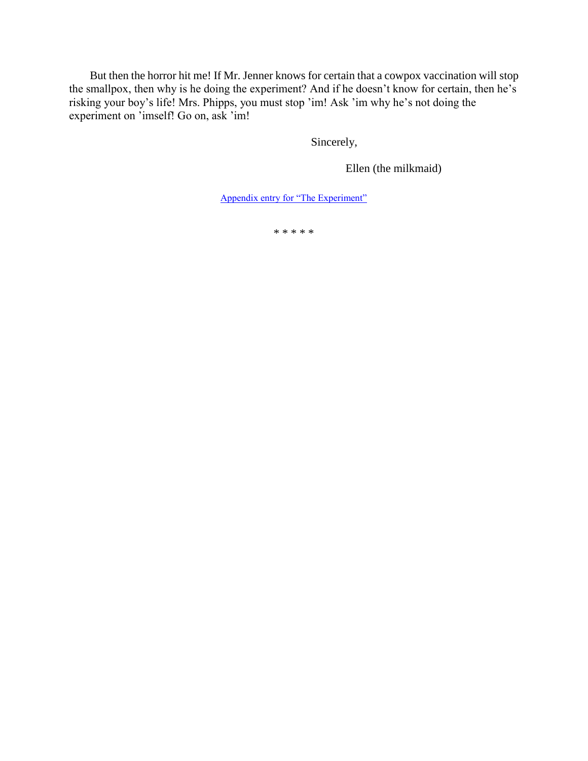But then the horror hit me! If Mr. Jenner knows for certain that a cowpox vaccination will stop the smallpox, then why is he doing the experiment? And if he doesn't know for certain, then he's risking your boy's life! Mrs. Phipps, you must stop 'im! Ask 'im why he's not doing the experiment on 'imself! Go on, ask 'im!

Sincerely,

Ellen (the milkmaid)

Appendix entry for "The Experiment"

* * * * *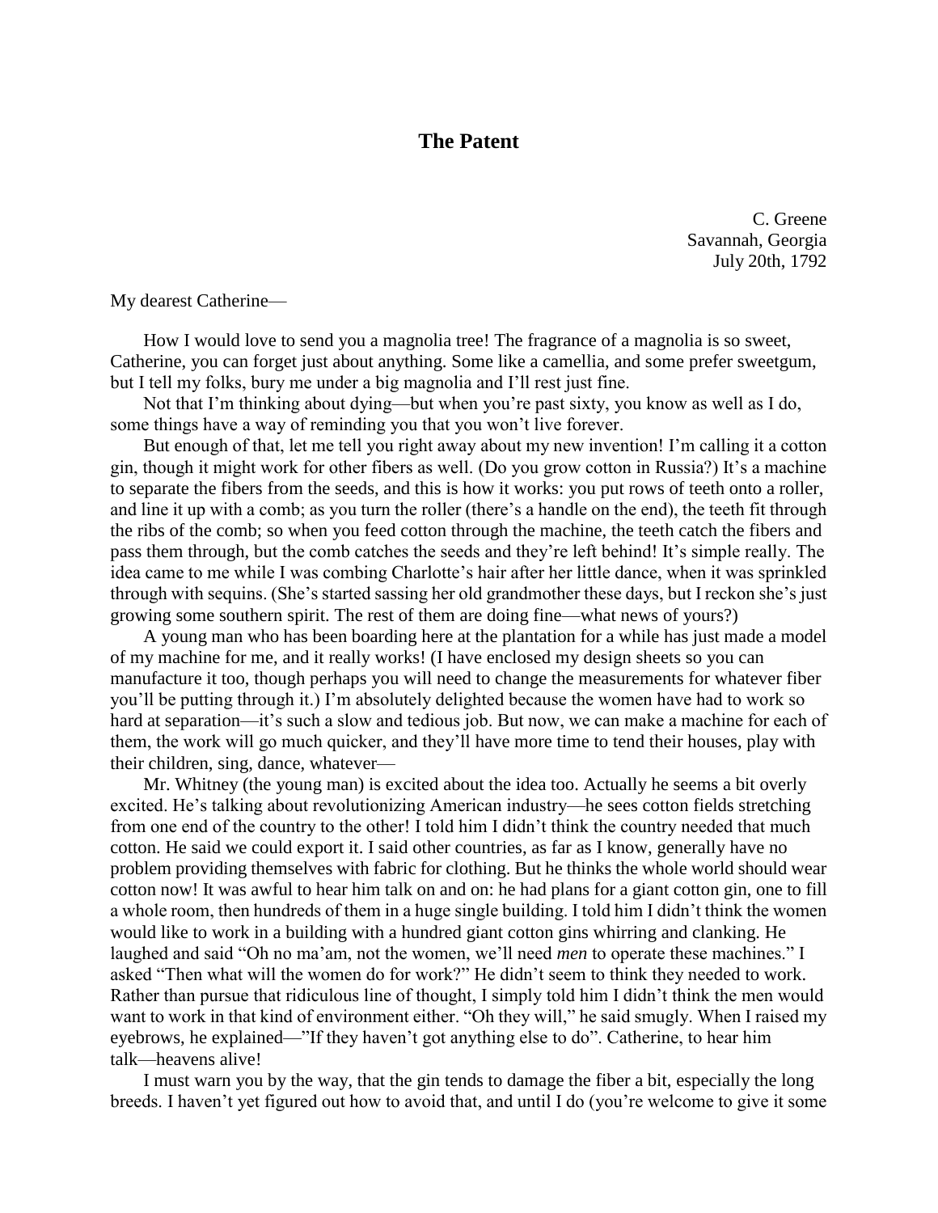## The Patent

C. Greene
Savannah, Georgia
July 20th, 1792

My dearest Catherine—

How I would love to send you a magnolia tree! The fragrance of a magnolia is so sweet, Catherine, you can forget just about anything. Some like a camellia, and some prefer sweetgum, but I tell my folks, bury me under a big magnolia and I'll rest just fine.

Not that I'm thinking about dying—but when you're past sixty, you know as well as I do, some things have a way of reminding you that you won't live forever.

But enough of that, let me tell you right away about my new invention! I'm calling it a cotton gin, though it might work for other fibers as well. (Do you grow cotton in Russia?) It's a machine to separate the fibers from the seeds, and this is how it works: you put rows of teeth onto a roller, and line it up with a comb; as you turn the roller (there's a handle on the end), the teeth fit through the ribs of the comb; so when you feed cotton through the machine, the teeth catch the fibers and pass them through, but the comb catches the seeds and they're left behind! It's simple really. The idea came to me while I was combing Charlotte's hair after her little dance, when it was sprinkled through with sequins. (She's started sassing her old grandmother these days, but I reckon she's just growing some southern spirit. The rest of them are doing fine—what news of yours?)

A young man who has been boarding here at the plantation for a while has just made a model of my machine for me, and it really works! (I have enclosed my design sheets so you can manufacture it too, though perhaps you will need to change the measurements for whatever fiber you'll be putting through it.) I'm absolutely delighted because the women have had to work so hard at separation—it's such a slow and tedious job. But now, we can make a machine for each of them, the work will go much quicker, and they'll have more time to tend their houses, play with their children, sing, dance, whatever—

Mr. Whitney (the young man) is excited about the idea too. Actually he seems a bit overly excited. He's talking about revolutionizing American industry—he sees cotton fields stretching from one end of the country to the other! I told him I didn't think the country needed that much cotton. He said we could export it. I said other countries, as far as I know, generally have no problem providing themselves with fabric for clothing. But he thinks the whole world should wear cotton now! It was awful to hear him talk on and on: he had plans for a giant cotton gin, one to fill a whole room, then hundreds of them in a huge single building. I told him I didn't think the women would like to work in a building with a hundred giant cotton gins whirring and clanking. He laughed and said "Oh no ma'am, not the women, we'll need *men* to operate these machines." I asked "Then what will the women do for work?" He didn't seem to think they needed to work. Rather than pursue that ridiculous line of thought, I simply told him I didn't think the men would want to work in that kind of environment either. "Oh they will," he said smugly. When I raised my eyebrows, he explained—"If they haven't got anything else to do". Catherine, to hear him talk—heavens alive!

I must warn you by the way, that the gin tends to damage the fiber a bit, especially the long breeds. I haven't yet figured out how to avoid that, and until I do (you're welcome to give it some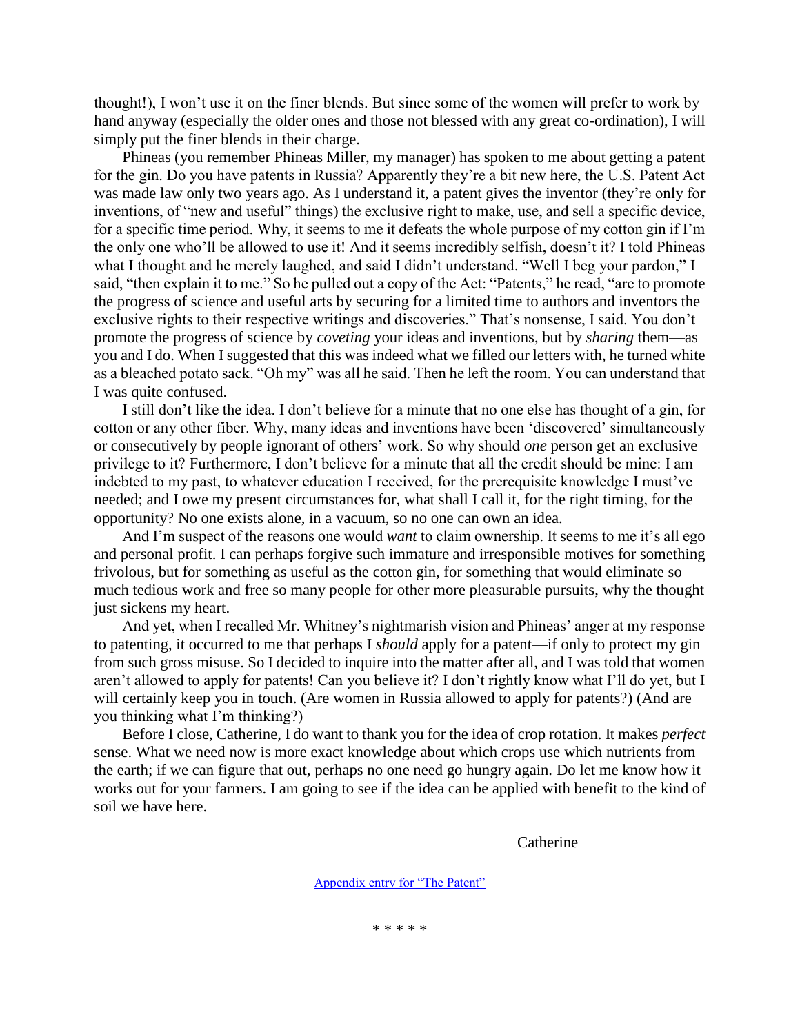thought!), I won't use it on the finer blends. But since some of the women will prefer to work by hand anyway (especially the older ones and those not blessed with any great co-ordination), I will simply put the finer blends in their charge.

Phineas (you remember Phineas Miller, my manager) has spoken to me about getting a patent for the gin. Do you have patents in Russia? Apparently they're a bit new here, the U.S. Patent Act was made law only two years ago. As I understand it, a patent gives the inventor (they're only for inventions, of "new and useful" things) the exclusive right to make, use, and sell a specific device, for a specific time period. Why, it seems to me it defeats the whole purpose of my cotton gin if I'm the only one who'll be allowed to use it! And it seems incredibly selfish, doesn't it? I told Phineas what I thought and he merely laughed, and said I didn't understand. "Well I beg your pardon," I said, "then explain it to me." So he pulled out a copy of the Act: "Patents," he read, "are to promote the progress of science and useful arts by securing for a limited time to authors and inventors the exclusive rights to their respective writings and discoveries." That's nonsense, I said. You don't promote the progress of science by *coveting* your ideas and inventions, but by *sharing* them—as you and I do. When I suggested that this was indeed what we filled our letters with, he turned white as a bleached potato sack. "Oh my" was all he said. Then he left the room. You can understand that I was quite confused.

I still don't like the idea. I don't believe for a minute that no one else has thought of a gin, for cotton or any other fiber. Why, many ideas and inventions have been 'discovered' simultaneously or consecutively by people ignorant of others' work. So why should *one* person get an exclusive privilege to it? Furthermore, I don't believe for a minute that all the credit should be mine: I am indebted to my past, to whatever education I received, for the prerequisite knowledge I must've needed; and I owe my present circumstances for, what shall I call it, for the right timing, for the opportunity? No one exists alone, in a vacuum, so no one can own an idea.

And I'm suspect of the reasons one would *want* to claim ownership. It seems to me it's all ego and personal profit. I can perhaps forgive such immature and irresponsible motives for something frivolous, but for something as useful as the cotton gin, for something that would eliminate so much tedious work and free so many people for other more pleasurable pursuits, why the thought just sickens my heart.

And yet, when I recalled Mr. Whitney's nightmarish vision and Phineas' anger at my response to patenting, it occurred to me that perhaps I *should* apply for a patent—if only to protect my gin from such gross misuse. So I decided to inquire into the matter after all, and I was told that women aren't allowed to apply for patents! Can you believe it? I don't rightly know what I'll do yet, but I will certainly keep you in touch. (Are women in Russia allowed to apply for patents?) (And are you thinking what I'm thinking?)

Before I close, Catherine, I do want to thank you for the idea of crop rotation. It makes *perfect* sense. What we need now is more exact knowledge about which crops use which nutrients from the earth; if we can figure that out, perhaps no one need go hungry again. Do let me know how it works out for your farmers. I am going to see if the idea can be applied with benefit to the kind of soil we have here.

Catherine

Appendix entry for "The Patent"

* * * * *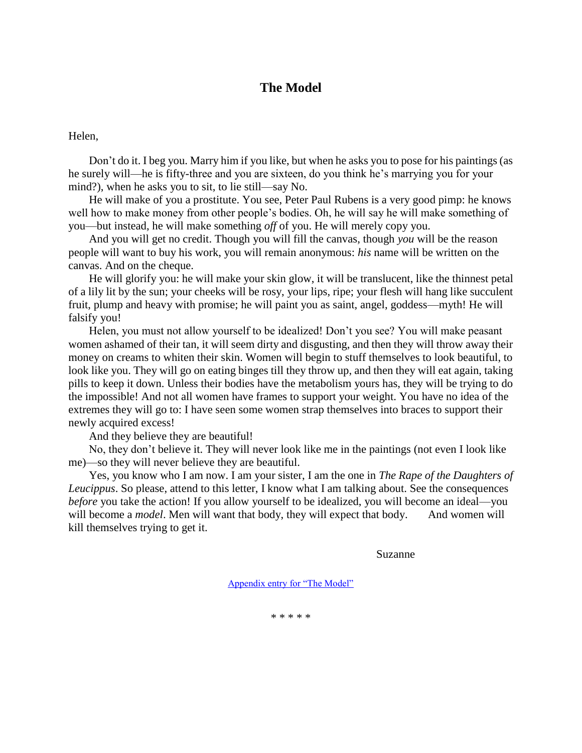# The Model

Helen,

Don't do it. I beg you. Marry him if you like, but when he asks you to pose for his paintings (as he surely will—he is fifty-three and you are sixteen, do you think he's marrying you for your mind?), when he asks you to sit, to lie still—say No.

He will make of you a prostitute. You see, Peter Paul Rubens is a very good pimp: he knows well how to make money from other people's bodies. Oh, he will say he will make something of you—but instead, he will make something *off* of you. He will merely copy you.

And you will get no credit. Though you will fill the canvas, though *you* will be the reason people will want to buy his work, you will remain anonymous: *his* name will be written on the canvas. And on the cheque.

He will glorify you: he will make your skin glow, it will be translucent, like the thinnest petal of a lily lit by the sun; your cheeks will be rosy, your lips, ripe; your flesh will hang like succulent fruit, plump and heavy with promise; he will paint you as saint, angel, goddess—myth! He will falsify you!

Helen, you must not allow yourself to be idealized! Don't you see? You will make peasant women ashamed of their tan, it will seem dirty and disgusting, and then they will throw away their money on creams to whiten their skin. Women will begin to stuff themselves to look beautiful, to look like you. They will go on eating binges till they throw up, and then they will eat again, taking pills to keep it down. Unless their bodies have the metabolism yours has, they will be trying to do the impossible! And not all women have frames to support your weight. You have no idea of the extremes they will go to: I have seen some women strap themselves into braces to support their newly acquired excess!

And they believe they are beautiful!

No, they don't believe it. They will never look like me in the paintings (not even I look like me)—so they will never believe they are beautiful.

Yes, you know who I am now. I am your sister, I am the one in *The Rape of the Daughters of Leucippus*. So please, attend to this letter, I know what I am talking about. See the consequences *before* you take the action! If you allow yourself to be idealized, you will become an ideal—you will become a *model*. Men will want that body, they will expect that body. And women will kill themselves trying to get it.

Suzanne

Appendix entry for "The Model"

\* \* \* \* \*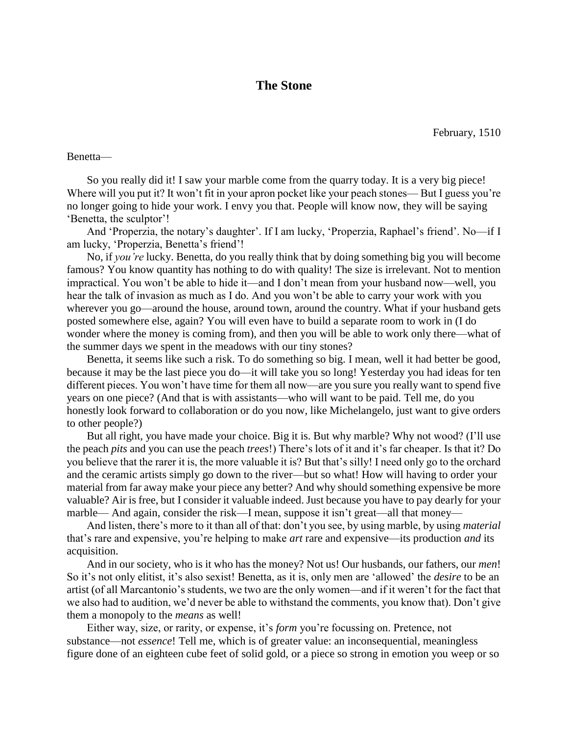## The Stone

February, 1510

Benetta—

So you really did it! I saw your marble come from the quarry today. It is a very big piece! Where will you put it? It won't fit in your apron pocket like your peach stones— But I guess you're no longer going to hide your work. I envy you that. People will know now, they will be saying 'Benetta, the sculptor'!

And 'Properzia, the notary's daughter'. If I am lucky, 'Properzia, Raphael's friend'. No—if I am lucky, 'Properzia, Benetta's friend'!

No, if *you're* lucky. Benetta, do you really think that by doing something big you will become famous? You know quantity has nothing to do with quality! The size is irrelevant. Not to mention impractical. You won't be able to hide it—and I don't mean from your husband now—well, you hear the talk of invasion as much as I do. And you won't be able to carry your work with you wherever you go—around the house, around town, around the country. What if your husband gets posted somewhere else, again? You will even have to build a separate room to work in (I do wonder where the money is coming from), and then you will be able to work only there—what of the summer days we spent in the meadows with our tiny stones?

Benetta, it seems like such a risk. To do something so big. I mean, well it had better be good, because it may be the last piece you do—it will take you so long! Yesterday you had ideas for ten different pieces. You won't have time for them all now—are you sure you really want to spend five years on one piece? (And that is with assistants—who will want to be paid. Tell me, do you honestly look forward to collaboration or do you now, like Michelangelo, just want to give orders to other people?)

But all right, you have made your choice. Big it is. But why marble? Why not wood? (I'll use the peach *pits* and you can use the peach *trees*!) There's lots of it and it's far cheaper. Is that it? Do you believe that the rarer it is, the more valuable it is? But that's silly! I need only go to the orchard and the ceramic artists simply go down to the river—but so what! How will having to order your material from far away make your piece any better? And why should something expensive be more valuable? Air is free, but I consider it valuable indeed. Just because you have to pay dearly for your marble— And again, consider the risk—I mean, suppose it isn't great—all that money—

And listen, there's more to it than all of that: don't you see, by using marble, by using *material* that's rare and expensive, you're helping to make *art* rare and expensive—its production *and* its acquisition.

And in our society, who is it who has the money? Not us! Our husbands, our fathers, our *men*! So it's not only elitist, it's also sexist! Benetta, as it is, only men are 'allowed' the *desire* to be an artist (of all Marcantonio's students, we two are the only women—and if it weren't for the fact that we also had to audition, we'd never be able to withstand the comments, you know that). Don't give them a monopoly to the *means* as well!

Either way, size, or rarity, or expense, it's *form* you're focussing on. Pretence, not substance—not *essence*! Tell me, which is of greater value: an inconsequential, meaningless figure done of an eighteen cube feet of solid gold, or a piece so strong in emotion you weep or so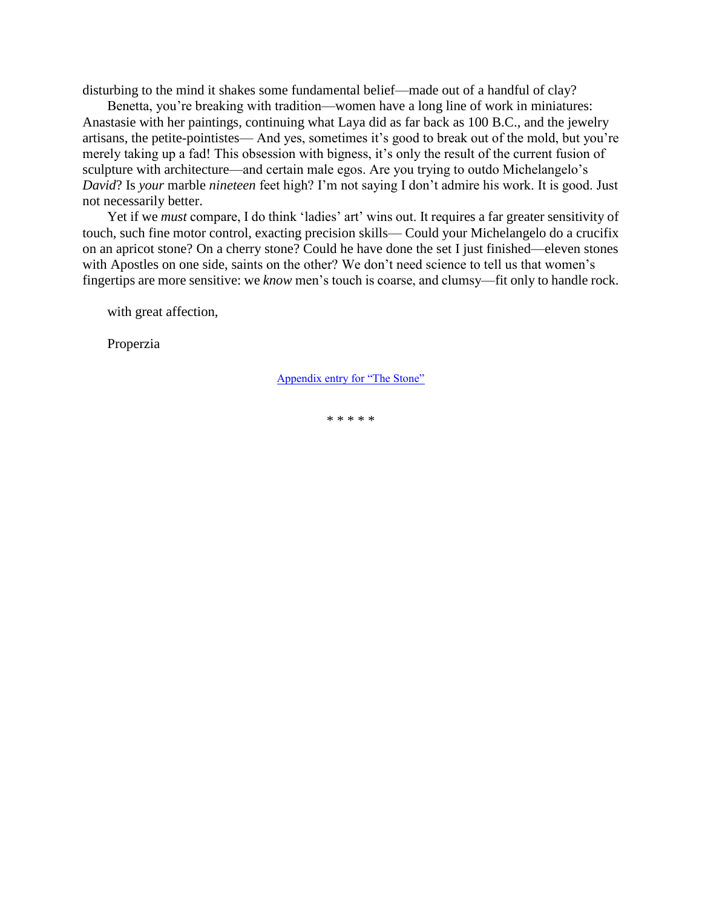disturbing to the mind it shakes some fundamental belief—made out of a handful of clay?

Benetta, you're breaking with tradition—women have a long line of work in miniatures: Anastasie with her paintings, continuing what Laya did as far back as 100 B.C., and the jewelry artisans, the petite-pointistes— And yes, sometimes it's good to break out of the mold, but you're merely taking up a fad! This obsession with bigness, it's only the result of the current fusion of sculpture with architecture—and certain male egos. Are you trying to outdo Michelangelo's *David*? Is *your* marble *nineteen* feet high? I'm not saying I don't admire his work. It is good. Just not necessarily better.

Yet if we *must* compare, I do think 'ladies' art' wins out. It requires a far greater sensitivity of touch, such fine motor control, exacting precision skills— Could your Michelangelo do a crucifix on an apricot stone? On a cherry stone? Could he have done the set I just finished—eleven stones with Apostles on one side, saints on the other? We don't need science to tell us that women's fingertips are more sensitive: we *know* men's touch is coarse, and clumsy—fit only to handle rock.

with great affection,

Properzia

Appendix entry for "The Stone"

* * * * *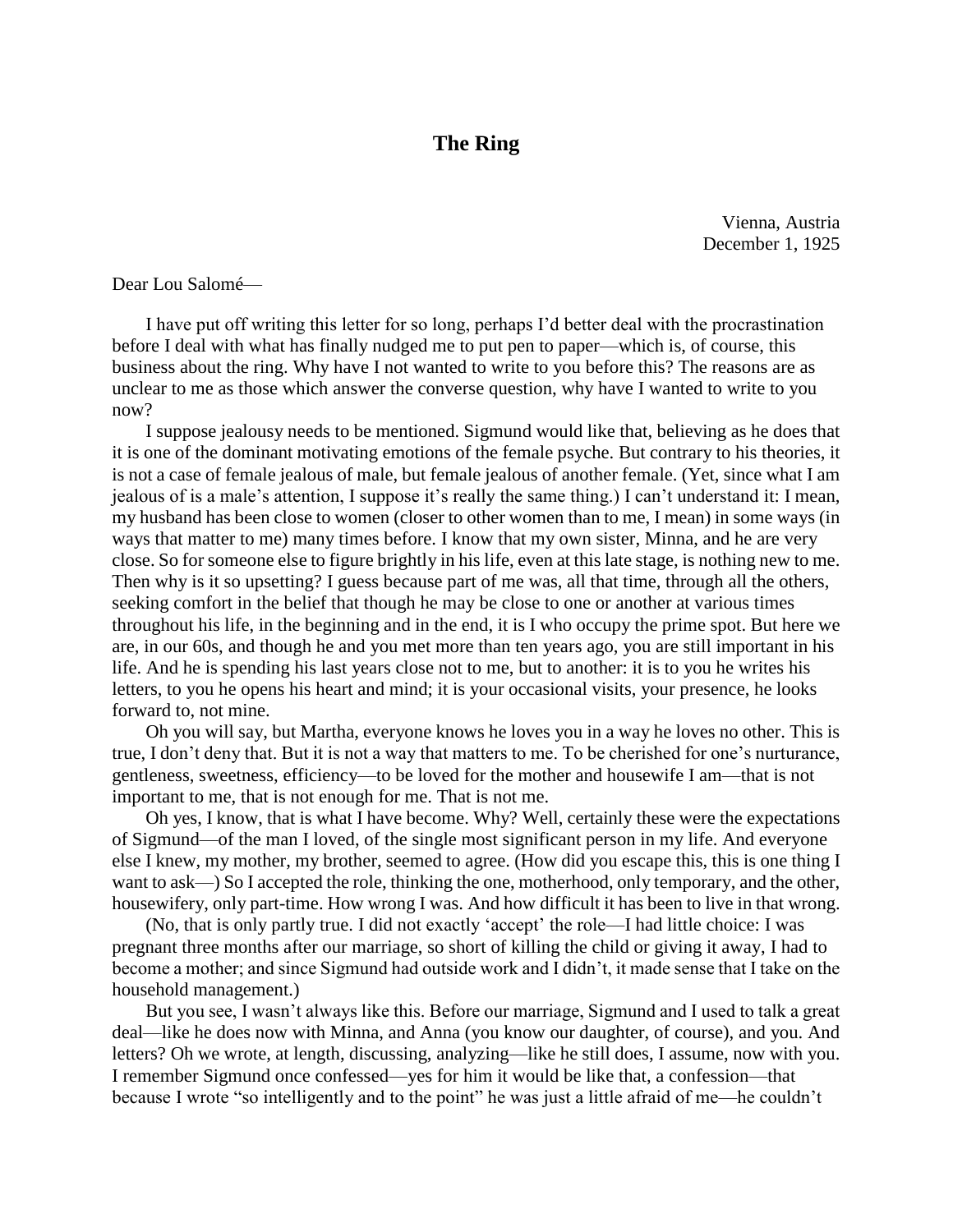# The Ring

Vienna, Austria
December 1, 1925

Dear Lou Salomé—

I have put off writing this letter for so long, perhaps I'd better deal with the procrastination before I deal with what has finally nudged me to put pen to paper—which is, of course, this business about the ring. Why have I not wanted to write to you before this? The reasons are as unclear to me as those which answer the converse question, why have I wanted to write to you now?

I suppose jealousy needs to be mentioned. Sigmund would like that, believing as he does that it is one of the dominant motivating emotions of the female psyche. But contrary to his theories, it is not a case of female jealous of male, but female jealous of another female. (Yet, since what I am jealous of is a male's attention, I suppose it's really the same thing.) I can't understand it: I mean, my husband has been close to women (closer to other women than to me, I mean) in some ways (in ways that matter to me) many times before. I know that my own sister, Minna, and he are very close. So for someone else to figure brightly in his life, even at this late stage, is nothing new to me. Then why is it so upsetting? I guess because part of me was, all that time, through all the others, seeking comfort in the belief that though he may be close to one or another at various times throughout his life, in the beginning and in the end, it is I who occupy the prime spot. But here we are, in our 60s, and though he and you met more than ten years ago, you are still important in his life. And he is spending his last years close not to me, but to another: it is to you he writes his letters, to you he opens his heart and mind; it is your occasional visits, your presence, he looks forward to, not mine.

Oh you will say, but Martha, everyone knows he loves you in a way he loves no other. This is true, I don't deny that. But it is not a way that matters to me. To be cherished for one's nurturance, gentleness, sweetness, efficiency—to be loved for the mother and housewife I am—that is not important to me, that is not enough for me. That is not me.

Oh yes, I know, that is what I have become. Why? Well, certainly these were the expectations of Sigmund—of the man I loved, of the single most significant person in my life. And everyone else I knew, my mother, my brother, seemed to agree. (How did you escape this, this is one thing I want to ask—) So I accepted the role, thinking the one, motherhood, only temporary, and the other, housewifery, only part-time. How wrong I was. And how difficult it has been to live in that wrong.

(No, that is only partly true. I did not exactly 'accept' the role—I had little choice: I was pregnant three months after our marriage, so short of killing the child or giving it away, I had to become a mother; and since Sigmund had outside work and I didn't, it made sense that I take on the household management.)

But you see, I wasn't always like this. Before our marriage, Sigmund and I used to talk a great deal—like he does now with Minna, and Anna (you know our daughter, of course), and you. And letters? Oh we wrote, at length, discussing, analyzing—like he still does, I assume, now with you. I remember Sigmund once confessed—yes for him it would be like that, a confession—that because I wrote "so intelligently and to the point" he was just a little afraid of me—he couldn't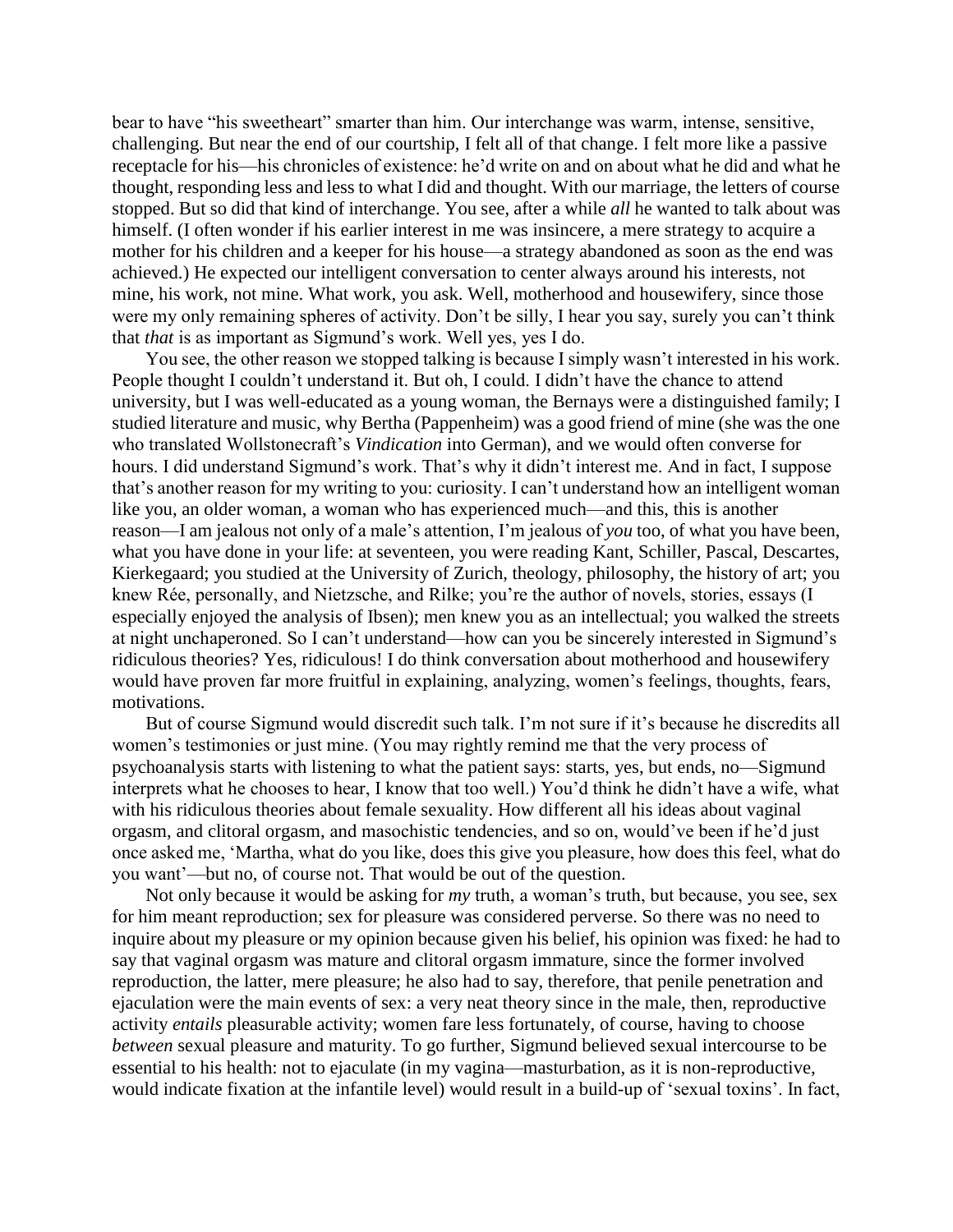bear to have "his sweetheart" smarter than him. Our interchange was warm, intense, sensitive, challenging. But near the end of our courtship, I felt all of that change. I felt more like a passive receptacle for his—his chronicles of existence: he'd write on and on about what he did and what he thought, responding less and less to what I did and thought. With our marriage, the letters of course stopped. But so did that kind of interchange. You see, after a while *all* he wanted to talk about was himself. (I often wonder if his earlier interest in me was insincere, a mere strategy to acquire a mother for his children and a keeper for his house—a strategy abandoned as soon as the end was achieved.) He expected our intelligent conversation to center always around his interests, not mine, his work, not mine. What work, you ask. Well, motherhood and housewifery, since those were my only remaining spheres of activity. Don't be silly, I hear you say, surely you can't think that *that* is as important as Sigmund's work. Well yes, yes I do.

You see, the other reason we stopped talking is because I simply wasn't interested in his work. People thought I couldn't understand it. But oh, I could. I didn't have the chance to attend university, but I was well-educated as a young woman, the Bernays were a distinguished family; I studied literature and music, why Bertha (Pappenheim) was a good friend of mine (she was the one who translated Wollstonecraft's *Vindication* into German), and we would often converse for hours. I did understand Sigmund's work. That's why it didn't interest me. And in fact, I suppose that's another reason for my writing to you: curiosity. I can't understand how an intelligent woman like you, an older woman, a woman who has experienced much—and this, this is another reason—I am jealous not only of a male's attention, I'm jealous of *you* too, of what you have been, what you have done in your life: at seventeen, you were reading Kant, Schiller, Pascal, Descartes, Kierkegaard; you studied at the University of Zurich, theology, philosophy, the history of art; you knew Rée, personally, and Nietzsche, and Rilke; you're the author of novels, stories, essays (I especially enjoyed the analysis of Ibsen); men knew you as an intellectual; you walked the streets at night unchaperoned. So I can't understand—how can you be sincerely interested in Sigmund's ridiculous theories? Yes, ridiculous! I do think conversation about motherhood and housewifery would have proven far more fruitful in explaining, analyzing, women's feelings, thoughts, fears, motivations.

But of course Sigmund would discredit such talk. I'm not sure if it's because he discredits all women's testimonies or just mine. (You may rightly remind me that the very process of psychoanalysis starts with listening to what the patient says: starts, yes, but ends, no—Sigmund interprets what he chooses to hear, I know that too well.) You'd think he didn't have a wife, what with his ridiculous theories about female sexuality. How different all his ideas about vaginal orgasm, and clitoral orgasm, and masochistic tendencies, and so on, would've been if he'd just once asked me, 'Martha, what do you like, does this give you pleasure, how does this feel, what do you want'—but no, of course not. That would be out of the question.

Not only because it would be asking for *my* truth, a woman's truth, but because, you see, sex for him meant reproduction; sex for pleasure was considered perverse. So there was no need to inquire about my pleasure or my opinion because given his belief, his opinion was fixed: he had to say that vaginal orgasm was mature and clitoral orgasm immature, since the former involved reproduction, the latter, mere pleasure; he also had to say, therefore, that penile penetration and ejaculation were the main events of sex: a very neat theory since in the male, then, reproductive activity *entails* pleasurable activity; women fare less fortunately, of course, having to choose *between* sexual pleasure and maturity. To go further, Sigmund believed sexual intercourse to be essential to his health: not to ejaculate (in my vagina—masturbation, as it is non-reproductive, would indicate fixation at the infantile level) would result in a build-up of 'sexual toxins'. In fact,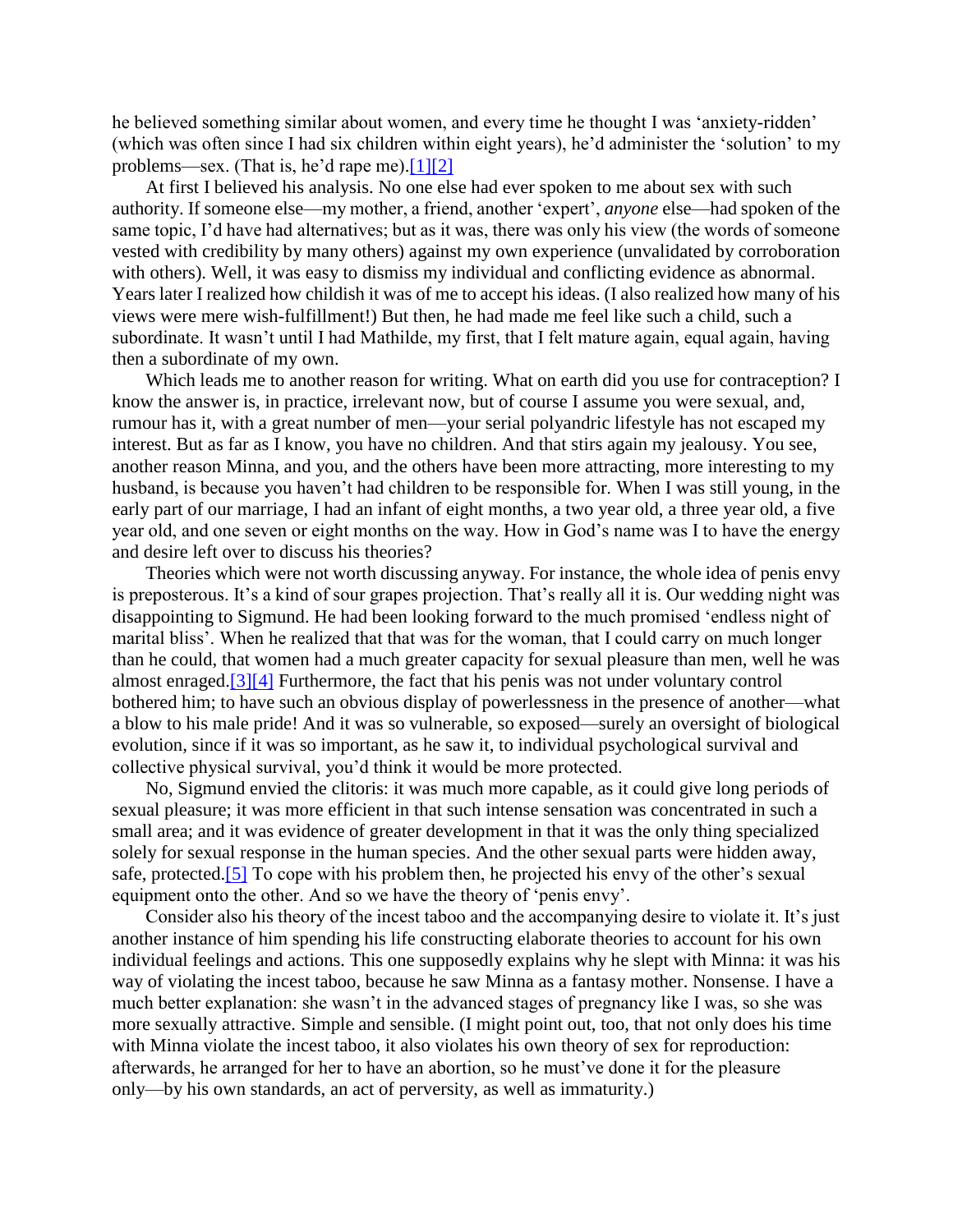he believed something similar about women, and every time he thought I was 'anxiety-ridden' (which was often since I had six children within eight years), he'd administer the 'solution' to my problems—sex. (That is, he'd rape me).[1][2]

At first I believed his analysis. No one else had ever spoken to me about sex with such authority. If someone else—my mother, a friend, another 'expert', *anyone* else—had spoken of the same topic, I'd have had alternatives; but as it was, there was only his view (the words of someone vested with credibility by many others) against my own experience (unvalidated by corroboration with others). Well, it was easy to dismiss my individual and conflicting evidence as abnormal. Years later I realized how childish it was of me to accept his ideas. (I also realized how many of his views were mere wish-fulfillment!) But then, he had made me feel like such a child, such a subordinate. It wasn't until I had Mathilde, my first, that I felt mature again, equal again, having then a subordinate of my own.

Which leads me to another reason for writing. What on earth did you use for contraception? I know the answer is, in practice, irrelevant now, but of course I assume you were sexual, and, rumour has it, with a great number of men—your serial polyandric lifestyle has not escaped my interest. But as far as I know, you have no children. And that stirs again my jealousy. You see, another reason Minna, and you, and the others have been more attracting, more interesting to my husband, is because you haven't had children to be responsible for. When I was still young, in the early part of our marriage, I had an infant of eight months, a two year old, a three year old, a five year old, and one seven or eight months on the way. How in God's name was I to have the energy and desire left over to discuss his theories?

Theories which were not worth discussing anyway. For instance, the whole idea of penis envy is preposterous. It's a kind of sour grapes projection. That's really all it is. Our wedding night was disappointing to Sigmund. He had been looking forward to the much promised 'endless night of marital bliss'. When he realized that that was for the woman, that I could carry on much longer than he could, that women had a much greater capacity for sexual pleasure than men, well he was almost enraged.[3][4] Furthermore, the fact that his penis was not under voluntary control bothered him; to have such an obvious display of powerlessness in the presence of another—what a blow to his male pride! And it was so vulnerable, so exposed—surely an oversight of biological evolution, since if it was so important, as he saw it, to individual psychological survival and collective physical survival, you'd think it would be more protected.

No, Sigmund envied the clitoris: it was much more capable, as it could give long periods of sexual pleasure; it was more efficient in that such intense sensation was concentrated in such a small area; and it was evidence of greater development in that it was the only thing specialized solely for sexual response in the human species. And the other sexual parts were hidden away, safe, protected.[5] To cope with his problem then, he projected his envy of the other's sexual equipment onto the other. And so we have the theory of 'penis envy'.

Consider also his theory of the incest taboo and the accompanying desire to violate it. It's just another instance of him spending his life constructing elaborate theories to account for his own individual feelings and actions. This one supposedly explains why he slept with Minna: it was his way of violating the incest taboo, because he saw Minna as a fantasy mother. Nonsense. I have a much better explanation: she wasn't in the advanced stages of pregnancy like I was, so she was more sexually attractive. Simple and sensible. (I might point out, too, that not only does his time with Minna violate the incest taboo, it also violates his own theory of sex for reproduction: afterwards, he arranged for her to have an abortion, so he must've done it for the pleasure only—by his own standards, an act of perversity, as well as immaturity.)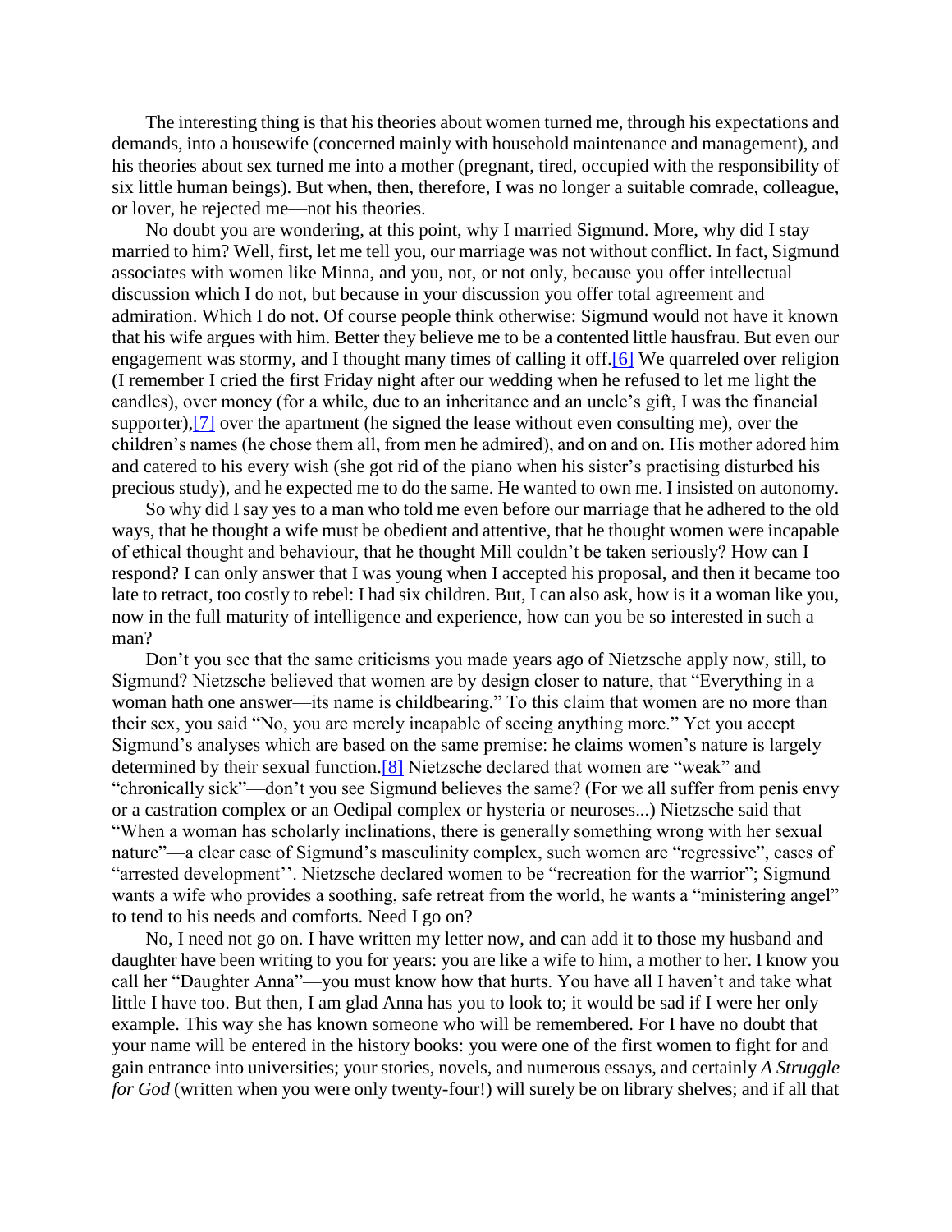The interesting thing is that his theories about women turned me, through his expectations and demands, into a housewife (concerned mainly with household maintenance and management), and his theories about sex turned me into a mother (pregnant, tired, occupied with the responsibility of six little human beings). But when, then, therefore, I was no longer a suitable comrade, colleague, or lover, he rejected me—not his theories.

No doubt you are wondering, at this point, why I married Sigmund. More, why did I stay married to him? Well, first, let me tell you, our marriage was not without conflict. In fact, Sigmund associates with women like Minna, and you, not, or not only, because you offer intellectual discussion which I do not, but because in your discussion you offer total agreement and admiration. Which I do not. Of course people think otherwise: Sigmund would not have it known that his wife argues with him. Better they believe me to be a contented little hausfrau. But even our engagement was stormy, and I thought many times of calling it off.[6] We quarreled over religion (I remember I cried the first Friday night after our wedding when he refused to let me light the candles), over money (for a while, due to an inheritance and an uncle's gift, I was the financial supporter),[7] over the apartment (he signed the lease without even consulting me), over the children's names (he chose them all, from men he admired), and on and on. His mother adored him and catered to his every wish (she got rid of the piano when his sister's practising disturbed his precious study), and he expected me to do the same. He wanted to own me. I insisted on autonomy.

So why did I say yes to a man who told me even before our marriage that he adhered to the old ways, that he thought a wife must be obedient and attentive, that he thought women were incapable of ethical thought and behaviour, that he thought Mill couldn't be taken seriously? How can I respond? I can only answer that I was young when I accepted his proposal, and then it became too late to retract, too costly to rebel: I had six children. But, I can also ask, how is it a woman like you, now in the full maturity of intelligence and experience, how can you be so interested in such a man?

Don't you see that the same criticisms you made years ago of Nietzsche apply now, still, to Sigmund? Nietzsche believed that women are by design closer to nature, that "Everything in a woman hath one answer—its name is childbearing." To this claim that women are no more than their sex, you said "No, you are merely incapable of seeing anything more." Yet you accept Sigmund's analyses which are based on the same premise: he claims women's nature is largely determined by their sexual function.[8] Nietzsche declared that women are "weak" and "chronically sick"—don't you see Sigmund believes the same? (For we all suffer from penis envy or a castration complex or an Oedipal complex or hysteria or neuroses...) Nietzsche said that "When a woman has scholarly inclinations, there is generally something wrong with her sexual nature"—a clear case of Sigmund's masculinity complex, such women are "regressive", cases of "arrested development''. Nietzsche declared women to be "recreation for the warrior"; Sigmund wants a wife who provides a soothing, safe retreat from the world, he wants a "ministering angel" to tend to his needs and comforts. Need I go on?

No, I need not go on. I have written my letter now, and can add it to those my husband and daughter have been writing to you for years: you are like a wife to him, a mother to her. I know you call her "Daughter Anna"—you must know how that hurts. You have all I haven't and take what little I have too. But then, I am glad Anna has you to look to; it would be sad if I were her only example. This way she has known someone who will be remembered. For I have no doubt that your name will be entered in the history books: you were one of the first women to fight for and gain entrance into universities; your stories, novels, and numerous essays, and certainly *A Struggle for God* (written when you were only twenty-four!) will surely be on library shelves; and if all that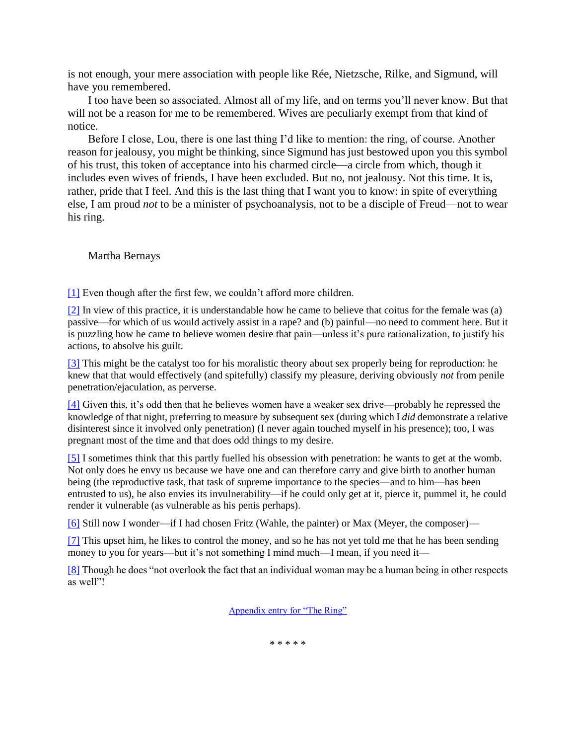is not enough, your mere association with people like Rée, Nietzsche, Rilke, and Sigmund, will have you remembered.

I too have been so associated. Almost all of my life, and on terms you'll never know. But that will not be a reason for me to be remembered. Wives are peculiarly exempt from that kind of notice.

Before I close, Lou, there is one last thing I'd like to mention: the ring, of course. Another reason for jealousy, you might be thinking, since Sigmund has just bestowed upon you this symbol of his trust, this token of acceptance into his charmed circle—a circle from which, though it includes even wives of friends, I have been excluded. But no, not jealousy. Not this time. It is, rather, pride that I feel. And this is the last thing that I want you to know: in spite of everything else, I am proud *not* to be a minister of psychoanalysis, not to be a disciple of Freud—not to wear his ring.

Martha Bernays

[1] Even though after the first few, we couldn't afford more children.

[2] In view of this practice, it is understandable how he came to believe that coitus for the female was (a) passive—for which of us would actively assist in a rape? and (b) painful—no need to comment here. But it is puzzling how he came to believe women desire that pain—unless it's pure rationalization, to justify his actions, to absolve his guilt.

[3] This might be the catalyst too for his moralistic theory about sex properly being for reproduction: he knew that that would effectively (and spitefully) classify my pleasure, deriving obviously *not* from penile penetration/ejaculation, as perverse.

[4] Given this, it's odd then that he believes women have a weaker sex drive—probably he repressed the knowledge of that night, preferring to measure by subsequent sex (during which I *did* demonstrate a relative disinterest since it involved only penetration) (I never again touched myself in his presence); too, I was pregnant most of the time and that does odd things to my desire.

[5] I sometimes think that this partly fuelled his obsession with penetration: he wants to get at the womb. Not only does he envy us because we have one and can therefore carry and give birth to another human being (the reproductive task, that task of supreme importance to the species—and to him—has been entrusted to us), he also envies its invulnerability—if he could only get at it, pierce it, pummel it, he could render it vulnerable (as vulnerable as his penis perhaps).

[6] Still now I wonder—if I had chosen Fritz (Wahle, the painter) or Max (Meyer, the composer)—

[7] This upset him, he likes to control the money, and so he has not yet told me that he has been sending money to you for years—but it's not something I mind much—I mean, if you need it—

[8] Though he does "not overlook the fact that an individual woman may be a human being in other respects as well"!

Appendix entry for "The Ring"

\* \* \* \* \*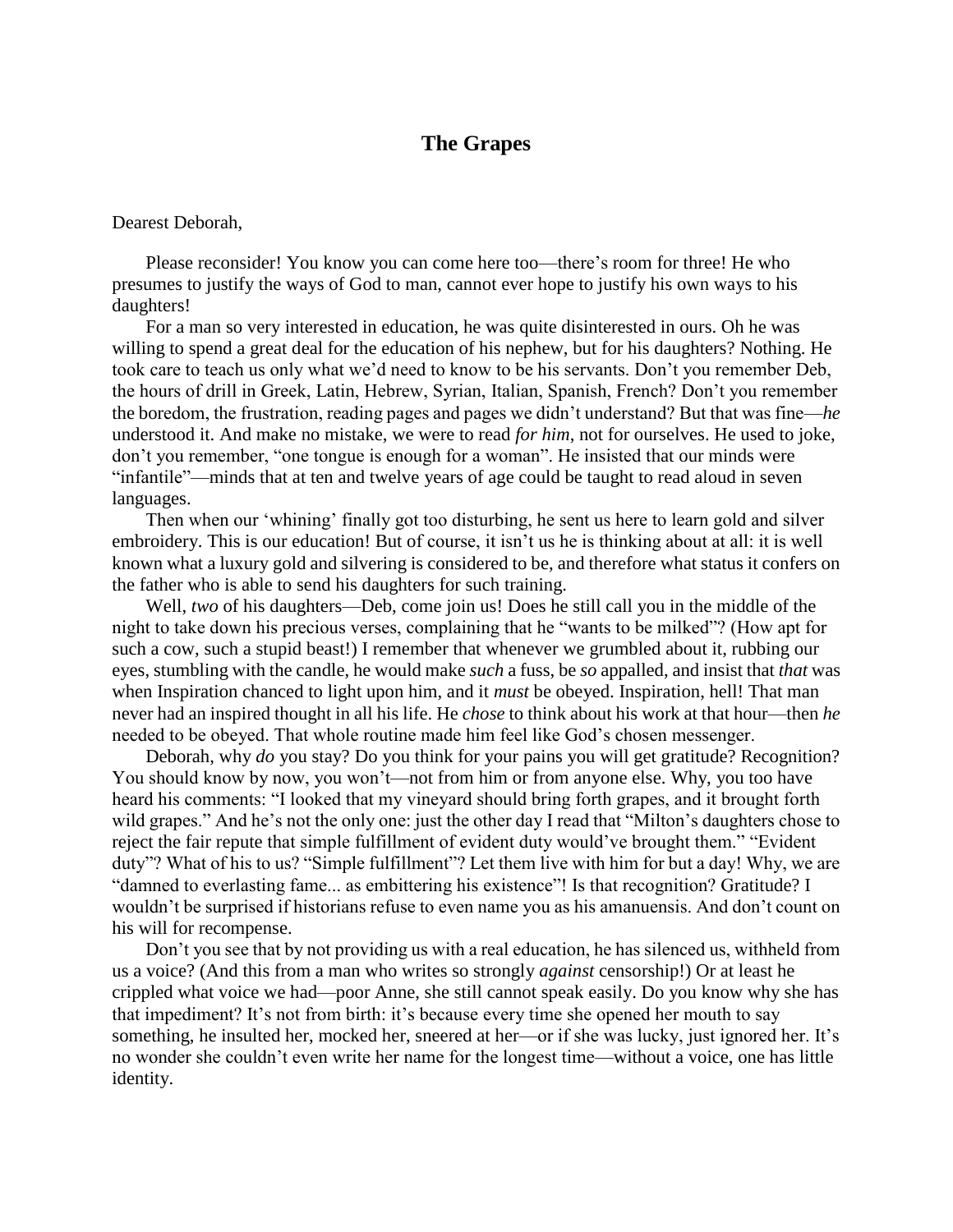## The Grapes

Dearest Deborah,

Please reconsider! You know you can come here too—there's room for three! He who presumes to justify the ways of God to man, cannot ever hope to justify his own ways to his daughters!

For a man so very interested in education, he was quite disinterested in ours. Oh he was willing to spend a great deal for the education of his nephew, but for his daughters? Nothing. He took care to teach us only what we'd need to know to be his servants. Don't you remember Deb, the hours of drill in Greek, Latin, Hebrew, Syrian, Italian, Spanish, French? Don't you remember the boredom, the frustration, reading pages and pages we didn't understand? But that was fine—*he* understood it. And make no mistake, we were to read *for him*, not for ourselves. He used to joke, don't you remember, "one tongue is enough for a woman". He insisted that our minds were "infantile"—minds that at ten and twelve years of age could be taught to read aloud in seven languages.

Then when our 'whining' finally got too disturbing, he sent us here to learn gold and silver embroidery. This is our education! But of course, it isn't us he is thinking about at all: it is well known what a luxury gold and silvering is considered to be, and therefore what status it confers on the father who is able to send his daughters for such training.

Well, *two* of his daughters—Deb, come join us! Does he still call you in the middle of the night to take down his precious verses, complaining that he "wants to be milked"? (How apt for such a cow, such a stupid beast!) I remember that whenever we grumbled about it, rubbing our eyes, stumbling with the candle, he would make *such* a fuss, be *so* appalled, and insist that *that* was when Inspiration chanced to light upon him, and it *must* be obeyed. Inspiration, hell! That man never had an inspired thought in all his life. He *chose* to think about his work at that hour—then *he* needed to be obeyed. That whole routine made him feel like God's chosen messenger.

Deborah, why *do* you stay? Do you think for your pains you will get gratitude? Recognition? You should know by now, you won't—not from him or from anyone else. Why, you too have heard his comments: "I looked that my vineyard should bring forth grapes, and it brought forth wild grapes." And he's not the only one: just the other day I read that "Milton's daughters chose to reject the fair repute that simple fulfillment of evident duty would've brought them." "Evident duty"? What of his to us? "Simple fulfillment"? Let them live with him for but a day! Why, we are "damned to everlasting fame... as embittering his existence"! Is that recognition? Gratitude? I wouldn't be surprised if historians refuse to even name you as his amanuensis. And don't count on his will for recompense.

Don't you see that by not providing us with a real education, he has silenced us, withheld from us a voice? (And this from a man who writes so strongly *against* censorship!) Or at least he crippled what voice we had—poor Anne, she still cannot speak easily. Do you know why she has that impediment? It's not from birth: it's because every time she opened her mouth to say something, he insulted her, mocked her, sneered at her—or if she was lucky, just ignored her. It's no wonder she couldn't even write her name for the longest time—without a voice, one has little identity.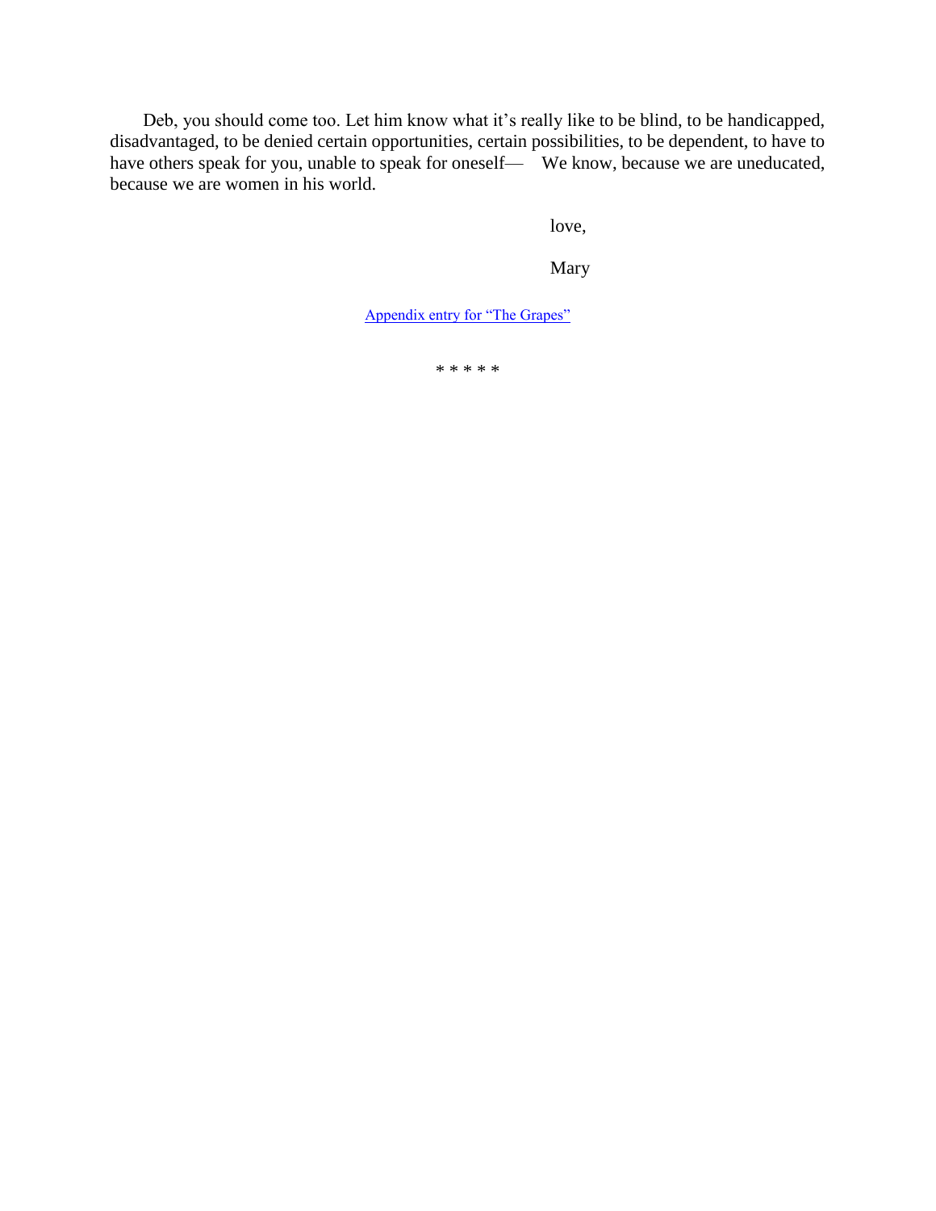Deb, you should come too. Let him know what it's really like to be blind, to be handicapped, disadvantaged, to be denied certain opportunities, certain possibilities, to be dependent, to have to have others speak for you, unable to speak for oneself— We know, because we are uneducated, because we are women in his world.

love,

Mary

[Appendix entry for "The Grapes"]

\* \* \* \* \*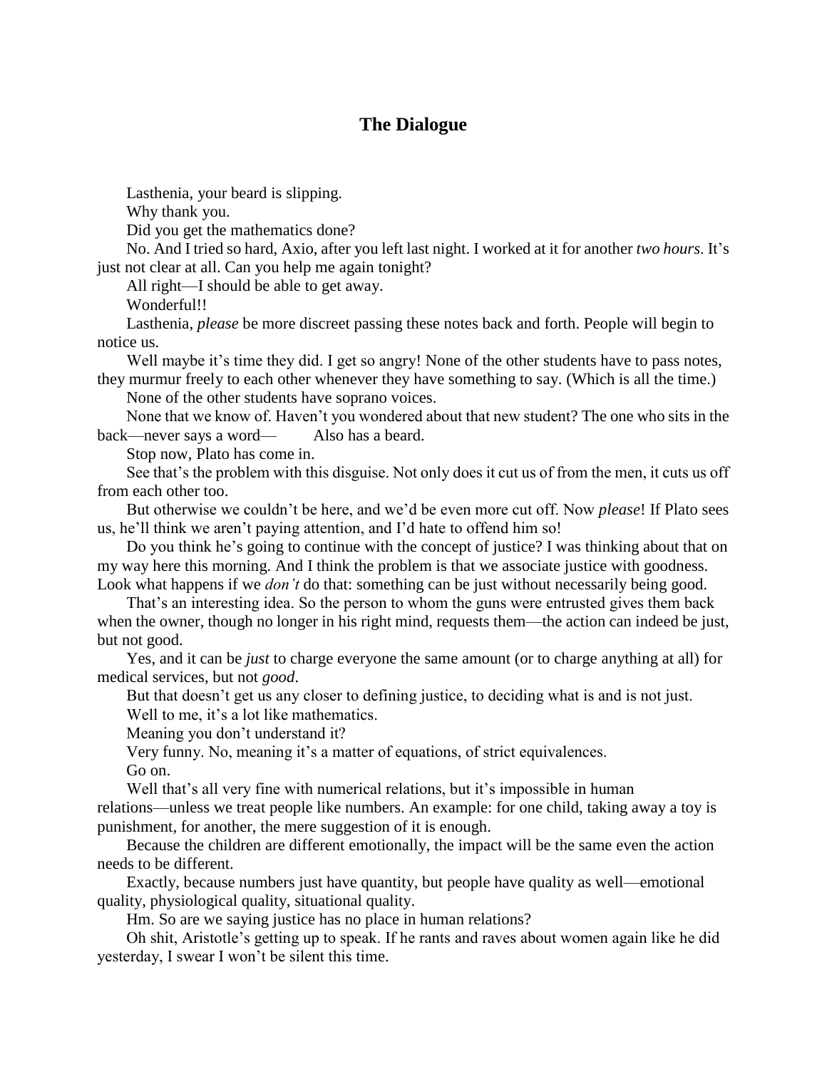## The Dialogue

Lasthenia, your beard is slipping.

Why thank you.

Did you get the mathematics done?

No. And I tried so hard, Axio, after you left last night. I worked at it for another *two hours*. It's just not clear at all. Can you help me again tonight?

All right—I should be able to get away.

Wonderful!!

Lasthenia, *please* be more discreet passing these notes back and forth. People will begin to notice us.

Well maybe it's time they did. I get so angry! None of the other students have to pass notes, they murmur freely to each other whenever they have something to say. (Which is all the time.)

None of the other students have soprano voices.

None that we know of. Haven't you wondered about that new student? The one who sits in the back—never says a word— Also has a beard.

Stop now, Plato has come in.

See that's the problem with this disguise. Not only does it cut us of from the men, it cuts us off from each other too.

But otherwise we couldn't be here, and we'd be even more cut off. Now *please*! If Plato sees us, he'll think we aren't paying attention, and I'd hate to offend him so!

Do you think he's going to continue with the concept of justice? I was thinking about that on my way here this morning. And I think the problem is that we associate justice with goodness. Look what happens if we *don't* do that: something can be just without necessarily being good.

That's an interesting idea. So the person to whom the guns were entrusted gives them back when the owner, though no longer in his right mind, requests them—the action can indeed be just, but not good.

Yes, and it can be *just* to charge everyone the same amount (or to charge anything at all) for medical services, but not *good*.

But that doesn't get us any closer to defining justice, to deciding what is and is not just.

Well to me, it's a lot like mathematics.

Meaning you don't understand it?

Very funny. No, meaning it's a matter of equations, of strict equivalences.

Go on.

Well that's all very fine with numerical relations, but it's impossible in human relations—unless we treat people like numbers. An example: for one child, taking away a toy is punishment, for another, the mere suggestion of it is enough.

Because the children are different emotionally, the impact will be the same even the action needs to be different.

Exactly, because numbers just have quantity, but people have quality as well—emotional quality, physiological quality, situational quality.

Hm. So are we saying justice has no place in human relations?

Oh shit, Aristotle's getting up to speak. If he rants and raves about women again like he did yesterday, I swear I won't be silent this time.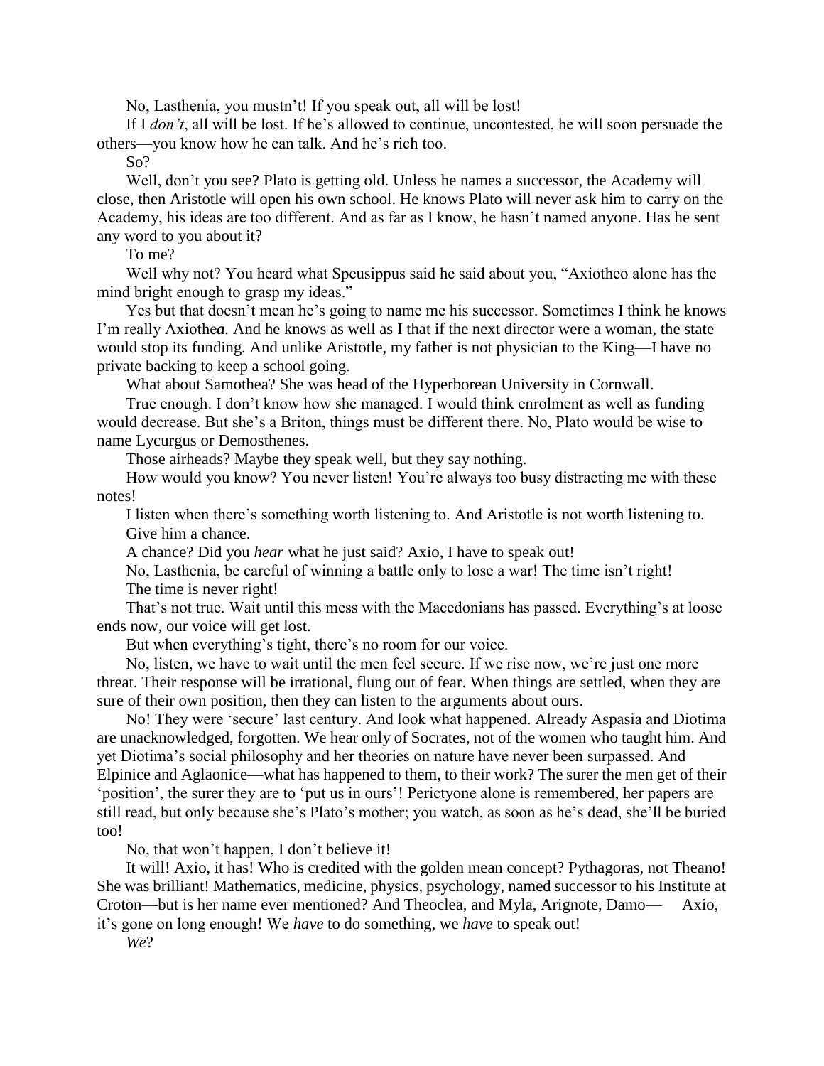No, Lasthenia, you mustn't! If you speak out, all will be lost!

If I *don't*, all will be lost. If he's allowed to continue, uncontested, he will soon persuade the others—you know how he can talk. And he's rich too.

So?

Well, don't you see? Plato is getting old. Unless he names a successor, the Academy will close, then Aristotle will open his own school. He knows Plato will never ask him to carry on the Academy, his ideas are too different. And as far as I know, he hasn't named anyone. Has he sent any word to you about it?

To me?

Well why not? You heard what Speusippus said he said about you, "Axiotheo alone has the mind bright enough to grasp my ideas."

Yes but that doesn't mean he's going to name me his successor. Sometimes I think he knows I'm really Axiothe***a***. And he knows as well as I that if the next director were a woman, the state would stop its funding. And unlike Aristotle, my father is not physician to the King—I have no private backing to keep a school going.

What about Samothea? She was head of the Hyperborean University in Cornwall.

True enough. I don't know how she managed. I would think enrolment as well as funding would decrease. But she's a Briton, things must be different there. No, Plato would be wise to name Lycurgus or Demosthenes.

Those airheads? Maybe they speak well, but they say nothing.

How would you know? You never listen! You're always too busy distracting me with these notes!

I listen when there's something worth listening to. And Aristotle is not worth listening to.

Give him a chance.

A chance? Did you *hear* what he just said? Axio, I have to speak out!

No, Lasthenia, be careful of winning a battle only to lose a war! The time isn't right!

The time is never right!

That's not true. Wait until this mess with the Macedonians has passed. Everything's at loose ends now, our voice will get lost.

But when everything's tight, there's no room for our voice.

No, listen, we have to wait until the men feel secure. If we rise now, we're just one more threat. Their response will be irrational, flung out of fear. When things are settled, when they are sure of their own position, then they can listen to the arguments about ours.

No! They were 'secure' last century. And look what happened. Already Aspasia and Diotima are unacknowledged, forgotten. We hear only of Socrates, not of the women who taught him. And yet Diotima's social philosophy and her theories on nature have never been surpassed. And Elpinice and Aglaonice—what has happened to them, to their work? The surer the men get of their 'position', the surer they are to 'put us in ours'! Perictyone alone is remembered, her papers are still read, but only because she's Plato's mother; you watch, as soon as he's dead, she'll be buried too!

No, that won't happen, I don't believe it!

It will! Axio, it has! Who is credited with the golden mean concept? Pythagoras, not Theano! She was brilliant! Mathematics, medicine, physics, psychology, named successor to his Institute at Croton—but is her name ever mentioned? And Theoclea, and Myla, Arignote, Damo— Axio, it's gone on long enough! We *have* to do something, we *have* to speak out!

*We*?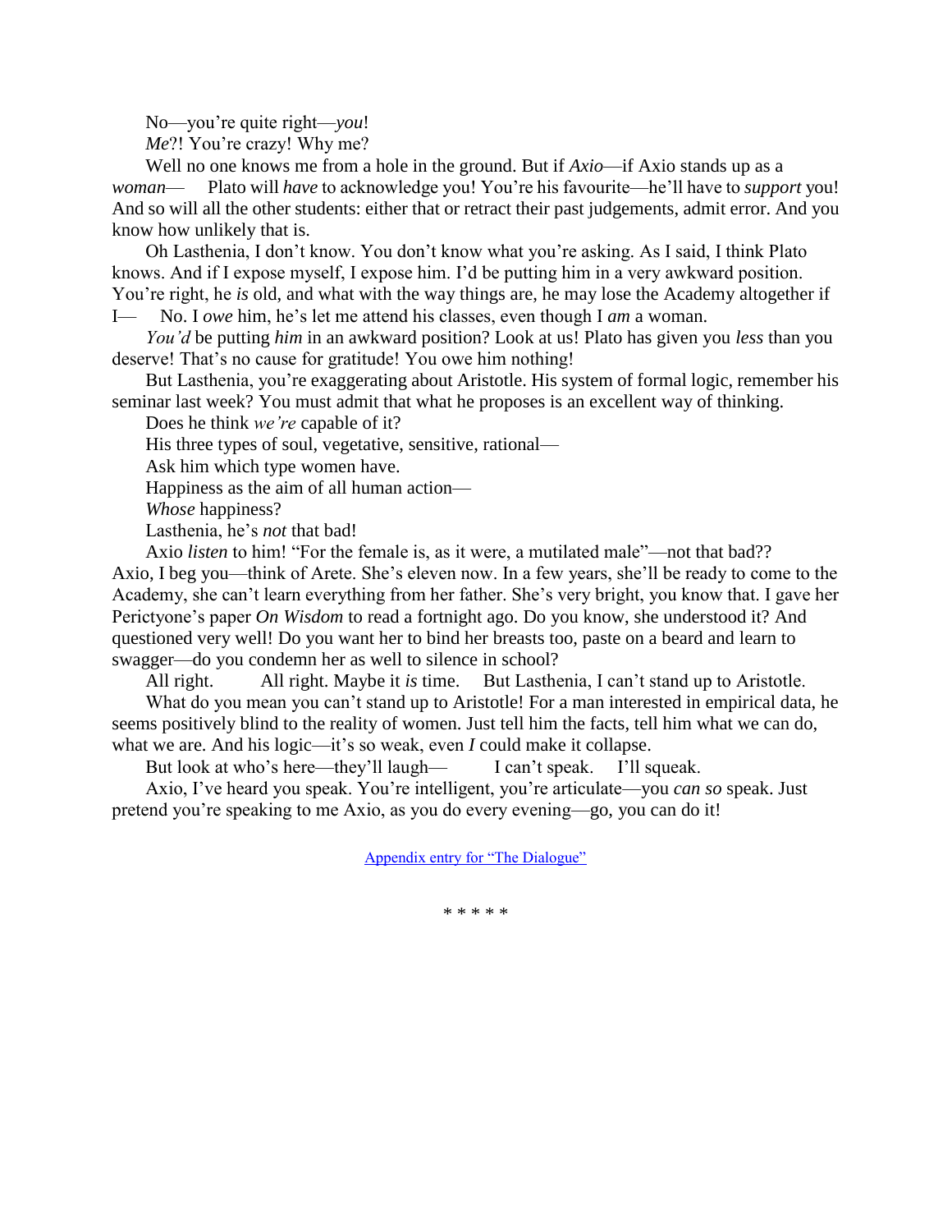No—you're quite right—*you*!

*Me*?! You're crazy! Why me?

Well no one knows me from a hole in the ground. But if *Axio*—if Axio stands up as a *woman*— Plato will *have* to acknowledge you! You're his favourite—he'll have to *support* you! And so will all the other students: either that or retract their past judgements, admit error. And you know how unlikely that is.

Oh Lasthenia, I don't know. You don't know what you're asking. As I said, I think Plato knows. And if I expose myself, I expose him. I'd be putting him in a very awkward position. You're right, he *is* old, and what with the way things are, he may lose the Academy altogether if I— No. I *owe* him, he's let me attend his classes, even though I *am* a woman.

*You'd* be putting *him* in an awkward position? Look at us! Plato has given you *less* than you deserve! That's no cause for gratitude! You owe him nothing!

But Lasthenia, you're exaggerating about Aristotle. His system of formal logic, remember his seminar last week? You must admit that what he proposes is an excellent way of thinking.

Does he think *we're* capable of it?

His three types of soul, vegetative, sensitive, rational—

Ask him which type women have.

Happiness as the aim of all human action—

*Whose* happiness?

Lasthenia, he's *not* that bad!

Axio *listen* to him! "For the female is, as it were, a mutilated male"—not that bad?? Axio, I beg you—think of Arete. She's eleven now. In a few years, she'll be ready to come to the Academy, she can't learn everything from her father. She's very bright, you know that. I gave her Perictyone's paper *On Wisdom* to read a fortnight ago. Do you know, she understood it? And questioned very well! Do you want her to bind her breasts too, paste on a beard and learn to swagger—do you condemn her as well to silence in school?

All right. All right. Maybe it *is* time. But Lasthenia, I can't stand up to Aristotle.

What do you mean you can't stand up to Aristotle! For a man interested in empirical data, he seems positively blind to the reality of women. Just tell him the facts, tell him what we can do, what we are. And his logic—it's so weak, even *I* could make it collapse.

But look at who's here—they'll laugh— I can't speak. I'll squeak.

Axio, I've heard you speak. You're intelligent, you're articulate—you *can so* speak. Just pretend you're speaking to me Axio, as you do every evening—go, you can do it!

Appendix entry for "The Dialogue"

\* \* \* \* \*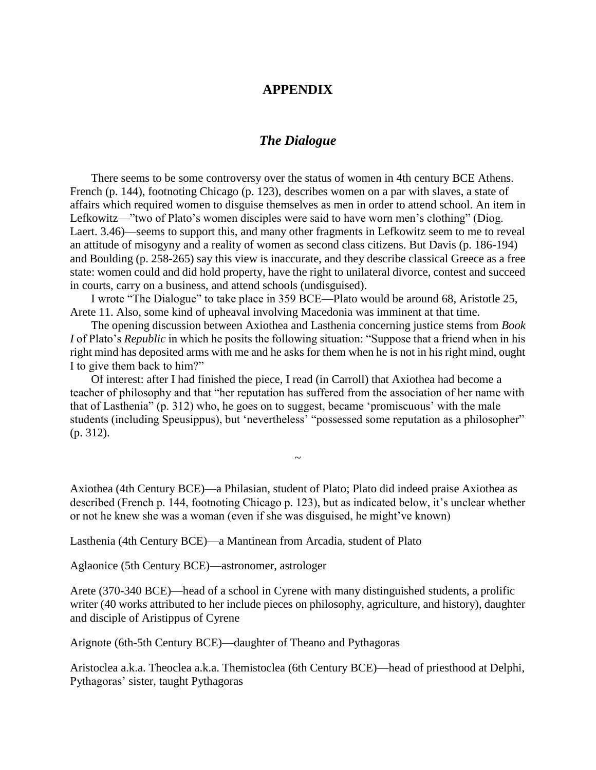# APPENDIX

## *The Dialogue*

There seems to be some controversy over the status of women in 4th century BCE Athens. French (p. 144), footnoting Chicago (p. 123), describes women on a par with slaves, a state of affairs which required women to disguise themselves as men in order to attend school. An item in Lefkowitz—"two of Plato's women disciples were said to have worn men's clothing" (Diog. Laert. 3.46)—seems to support this, and many other fragments in Lefkowitz seem to me to reveal an attitude of misogyny and a reality of women as second class citizens. But Davis (p. 186-194) and Boulding (p. 258-265) say this view is inaccurate, and they describe classical Greece as a free state: women could and did hold property, have the right to unilateral divorce, contest and succeed in courts, carry on a business, and attend schools (undisguised).

I wrote "The Dialogue" to take place in 359 BCE—Plato would be around 68, Aristotle 25, Arete 11. Also, some kind of upheaval involving Macedonia was imminent at that time.

The opening discussion between Axiothea and Lasthenia concerning justice stems from *Book I* of Plato's *Republic* in which he posits the following situation: "Suppose that a friend when in his right mind has deposited arms with me and he asks for them when he is not in his right mind, ought I to give them back to him?"

Of interest: after I had finished the piece, I read (in Carroll) that Axiothea had become a teacher of philosophy and that "her reputation has suffered from the association of her name with that of Lasthenia" (p. 312) who, he goes on to suggest, became 'promiscuous' with the male students (including Speusippus), but 'nevertheless' "possessed some reputation as a philosopher" (p. 312).

~

Axiothea (4th Century BCE)—a Philasian, student of Plato; Plato did indeed praise Axiothea as described (French p. 144, footnoting Chicago p. 123), but as indicated below, it's unclear whether or not he knew she was a woman (even if she was disguised, he might've known)

Lasthenia (4th Century BCE)—a Mantinean from Arcadia, student of Plato

Aglaonice (5th Century BCE)—astronomer, astrologer

Arete (370-340 BCE)—head of a school in Cyrene with many distinguished students, a prolific writer (40 works attributed to her include pieces on philosophy, agriculture, and history), daughter and disciple of Aristippus of Cyrene

Arignote (6th-5th Century BCE)—daughter of Theano and Pythagoras

Aristoclea a.k.a. Theoclea a.k.a. Themistoclea (6th Century BCE)—head of priesthood at Delphi, Pythagoras' sister, taught Pythagoras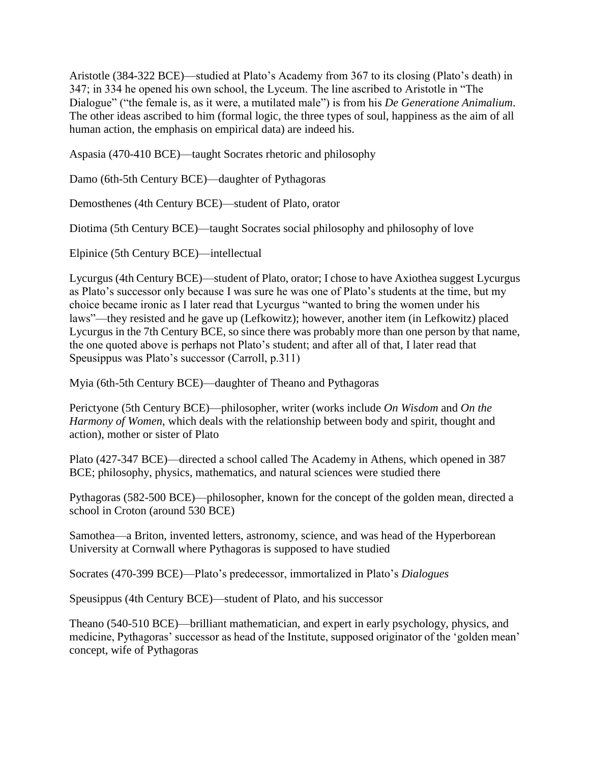Aristotle (384-322 BCE)—studied at Plato's Academy from 367 to its closing (Plato's death) in 347; in 334 he opened his own school, the Lyceum. The line ascribed to Aristotle in "The Dialogue" ("the female is, as it were, a mutilated male") is from his *De Generatione Animalium*. The other ideas ascribed to him (formal logic, the three types of soul, happiness as the aim of all human action, the emphasis on empirical data) are indeed his.

Aspasia (470-410 BCE)—taught Socrates rhetoric and philosophy

Damo (6th-5th Century BCE)—daughter of Pythagoras

Demosthenes (4th Century BCE)—student of Plato, orator

Diotima (5th Century BCE)—taught Socrates social philosophy and philosophy of love

Elpinice (5th Century BCE)—intellectual

Lycurgus (4th Century BCE)—student of Plato, orator; I chose to have Axiothea suggest Lycurgus as Plato's successor only because I was sure he was one of Plato's students at the time, but my choice became ironic as I later read that Lycurgus "wanted to bring the women under his laws"—they resisted and he gave up (Lefkowitz); however, another item (in Lefkowitz) placed Lycurgus in the 7th Century BCE, so since there was probably more than one person by that name, the one quoted above is perhaps not Plato's student; and after all of that, I later read that Speusippus was Plato's successor (Carroll, p.311)

Myia (6th-5th Century BCE)—daughter of Theano and Pythagoras

Perictyone (5th Century BCE)—philosopher, writer (works include *On Wisdom* and *On the Harmony of Women*, which deals with the relationship between body and spirit, thought and action), mother or sister of Plato

Plato (427-347 BCE)—directed a school called The Academy in Athens, which opened in 387 BCE; philosophy, physics, mathematics, and natural sciences were studied there

Pythagoras (582-500 BCE)—philosopher, known for the concept of the golden mean, directed a school in Croton (around 530 BCE)

Samothea—a Briton, invented letters, astronomy, science, and was head of the Hyperborean University at Cornwall where Pythagoras is supposed to have studied

Socrates (470-399 BCE)—Plato's predecessor, immortalized in Plato's *Dialogues*

Speusippus (4th Century BCE)—student of Plato, and his successor

Theano (540-510 BCE)—brilliant mathematician, and expert in early psychology, physics, and medicine, Pythagoras' successor as head of the Institute, supposed originator of the 'golden mean' concept, wife of Pythagoras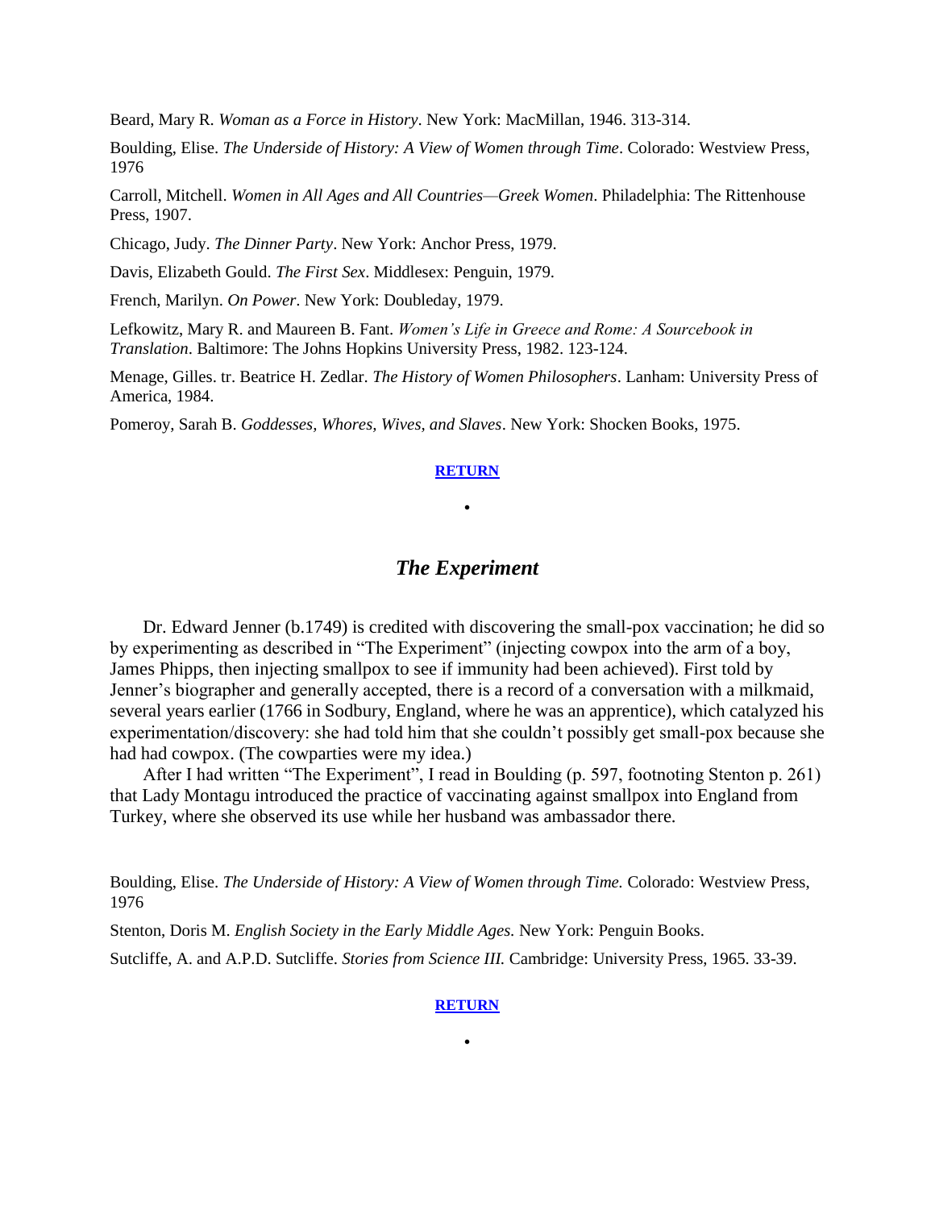Beard, Mary R. *Woman as a Force in History*. New York: MacMillan, 1946. 313-314.

Boulding, Elise. *The Underside of History: A View of Women through Time*. Colorado: Westview Press, 1976

Carroll, Mitchell. *Women in All Ages and All Countries—Greek Women*. Philadelphia: The Rittenhouse Press, 1907.

Chicago, Judy. *The Dinner Party*. New York: Anchor Press, 1979.

Davis, Elizabeth Gould. *The First Sex*. Middlesex: Penguin, 1979.

French, Marilyn. *On Power*. New York: Doubleday, 1979.

Lefkowitz, Mary R. and Maureen B. Fant. *Women's Life in Greece and Rome: A Sourcebook in Translation*. Baltimore: The Johns Hopkins University Press, 1982. 123-124.

Menage, Gilles. tr. Beatrice H. Zedlar. *The History of Women Philosophers*. Lanham: University Press of America, 1984.

Pomeroy, Sarah B. *Goddesses, Whores, Wives, and Slaves*. New York: Shocken Books, 1975.

**RETURN**

•

## *The Experiment*

Dr. Edward Jenner (b.1749) is credited with discovering the small-pox vaccination; he did so by experimenting as described in "The Experiment" (injecting cowpox into the arm of a boy, James Phipps, then injecting smallpox to see if immunity had been achieved). First told by Jenner's biographer and generally accepted, there is a record of a conversation with a milkmaid, several years earlier (1766 in Sodbury, England, where he was an apprentice), which catalyzed his experimentation/discovery: she had told him that she couldn't possibly get small-pox because she had had cowpox. (The cowparties were my idea.)

After I had written "The Experiment", I read in Boulding (p. 597, footnoting Stenton p. 261) that Lady Montagu introduced the practice of vaccinating against smallpox into England from Turkey, where she observed its use while her husband was ambassador there.

Boulding, Elise. *The Underside of History: A View of Women through Time.* Colorado: Westview Press, 1976

Stenton, Doris M. *English Society in the Early Middle Ages.* New York: Penguin Books.

Sutcliffe, A. and A.P.D. Sutcliffe. *Stories from Science III.* Cambridge: University Press, 1965. 33-39.

**RETURN**

•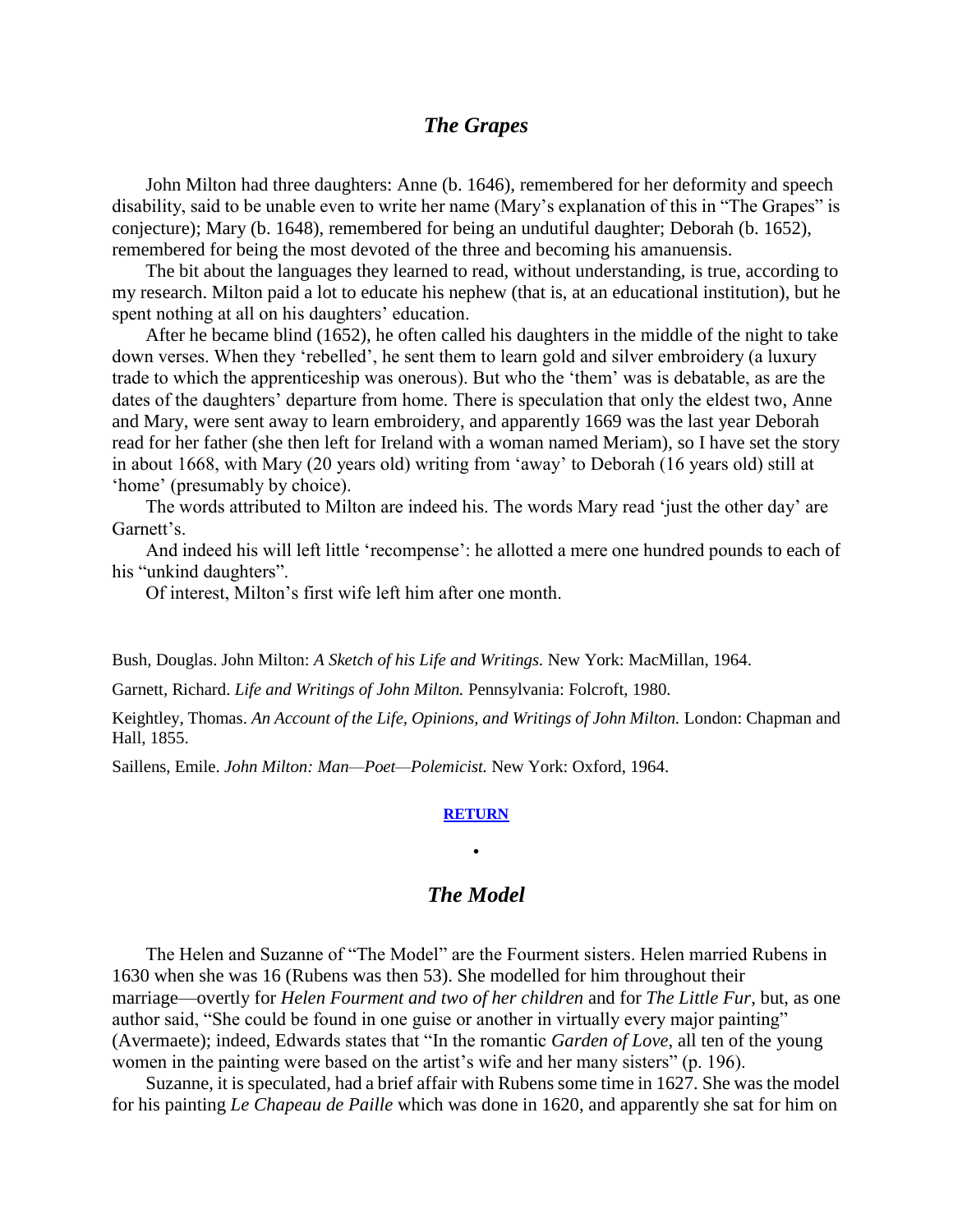## *The Grapes*

John Milton had three daughters: Anne (b. 1646), remembered for her deformity and speech disability, said to be unable even to write her name (Mary's explanation of this in "The Grapes" is conjecture); Mary (b. 1648), remembered for being an undutiful daughter; Deborah (b. 1652), remembered for being the most devoted of the three and becoming his amanuensis.

The bit about the languages they learned to read, without understanding, is true, according to my research. Milton paid a lot to educate his nephew (that is, at an educational institution), but he spent nothing at all on his daughters' education.

After he became blind (1652), he often called his daughters in the middle of the night to take down verses. When they 'rebelled', he sent them to learn gold and silver embroidery (a luxury trade to which the apprenticeship was onerous). But who the 'them' was is debatable, as are the dates of the daughters' departure from home. There is speculation that only the eldest two, Anne and Mary, were sent away to learn embroidery, and apparently 1669 was the last year Deborah read for her father (she then left for Ireland with a woman named Meriam), so I have set the story in about 1668, with Mary (20 years old) writing from 'away' to Deborah (16 years old) still at 'home' (presumably by choice).

The words attributed to Milton are indeed his. The words Mary read 'just the other day' are Garnett's.

And indeed his will left little 'recompense': he allotted a mere one hundred pounds to each of his "unkind daughters".

Of interest, Milton's first wife left him after one month.

Bush, Douglas. John Milton: *A Sketch of his Life and Writings.* New York: MacMillan, 1964.

Garnett, Richard. *Life and Writings of John Milton.* Pennsylvania: Folcroft, 1980.

Keightley, Thomas. *An Account of the Life, Opinions, and Writings of John Milton.* London: Chapman and Hall, 1855.

Saillens, Emile. *John Milton: Man—Poet—Polemicist.* New York: Oxford, 1964.

**RETURN**

•

## *The Model*

The Helen and Suzanne of "The Model" are the Fourment sisters. Helen married Rubens in 1630 when she was 16 (Rubens was then 53). She modelled for him throughout their marriage—overtly for *Helen Fourment and two of her children* and for *The Little Fur*, but, as one author said, "She could be found in one guise or another in virtually every major painting" (Avermaete); indeed, Edwards states that "In the romantic *Garden of Love*, all ten of the young women in the painting were based on the artist's wife and her many sisters" (p. 196).

Suzanne, it is speculated, had a brief affair with Rubens some time in 1627. She was the model for his painting *Le Chapeau de Paille* which was done in 1620, and apparently she sat for him on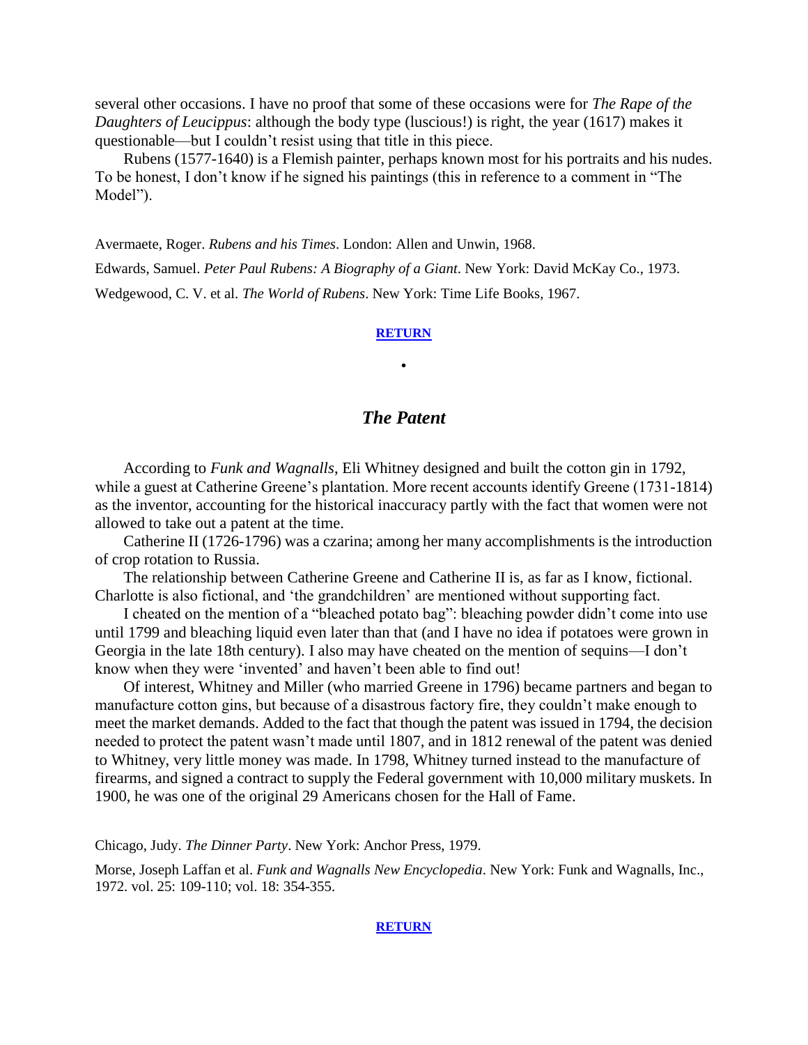several other occasions. I have no proof that some of these occasions were for *The Rape of the Daughters of Leucippus*: although the body type (luscious!) is right, the year (1617) makes it questionable—but I couldn't resist using that title in this piece.

Rubens (1577-1640) is a Flemish painter, perhaps known most for his portraits and his nudes. To be honest, I don't know if he signed his paintings (this in reference to a comment in "The Model").

Avermaete, Roger. *Rubens and his Times*. London: Allen and Unwin, 1968.

Edwards, Samuel. *Peter Paul Rubens: A Biography of a Giant*. New York: David McKay Co., 1973.

Wedgewood, C. V. et al. *The World of Rubens*. New York: Time Life Books, 1967.

**RETURN**

•

## *The Patent*

According to *Funk and Wagnalls*, Eli Whitney designed and built the cotton gin in 1792, while a guest at Catherine Greene's plantation. More recent accounts identify Greene (1731-1814) as the inventor, accounting for the historical inaccuracy partly with the fact that women were not allowed to take out a patent at the time.

Catherine II (1726-1796) was a czarina; among her many accomplishments is the introduction of crop rotation to Russia.

The relationship between Catherine Greene and Catherine II is, as far as I know, fictional. Charlotte is also fictional, and 'the grandchildren' are mentioned without supporting fact.

I cheated on the mention of a "bleached potato bag": bleaching powder didn't come into use until 1799 and bleaching liquid even later than that (and I have no idea if potatoes were grown in Georgia in the late 18th century). I also may have cheated on the mention of sequins—I don't know when they were 'invented' and haven't been able to find out!

Of interest, Whitney and Miller (who married Greene in 1796) became partners and began to manufacture cotton gins, but because of a disastrous factory fire, they couldn't make enough to meet the market demands. Added to the fact that though the patent was issued in 1794, the decision needed to protect the patent wasn't made until 1807, and in 1812 renewal of the patent was denied to Whitney, very little money was made. In 1798, Whitney turned instead to the manufacture of firearms, and signed a contract to supply the Federal government with 10,000 military muskets. In 1900, he was one of the original 29 Americans chosen for the Hall of Fame.

Chicago, Judy. *The Dinner Party*. New York: Anchor Press, 1979.

Morse, Joseph Laffan et al. *Funk and Wagnalls New Encyclopedia*. New York: Funk and Wagnalls, Inc., 1972. vol. 25: 109-110; vol. 18: 354-355.

**RETURN**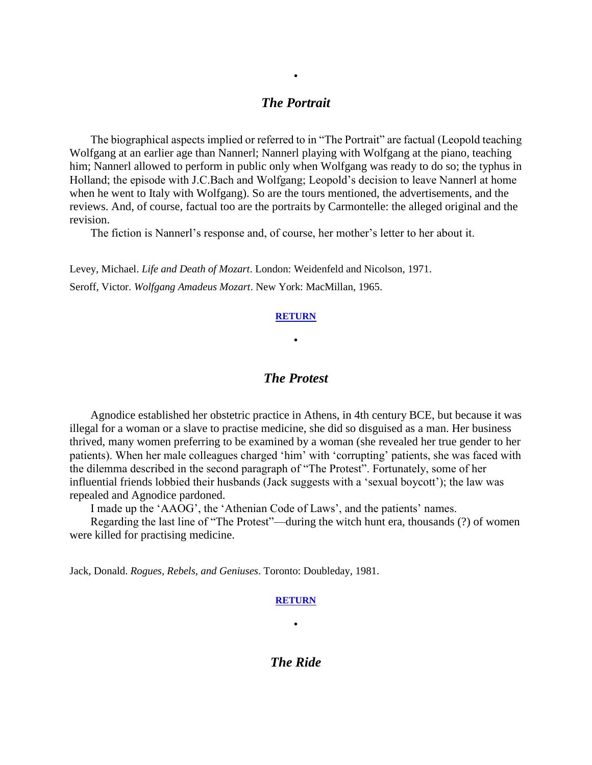•

## *The Portrait*

The biographical aspects implied or referred to in "The Portrait" are factual (Leopold teaching Wolfgang at an earlier age than Nannerl; Nannerl playing with Wolfgang at the piano, teaching him; Nannerl allowed to perform in public only when Wolfgang was ready to do so; the typhus in Holland; the episode with J.C.Bach and Wolfgang; Leopold's decision to leave Nannerl at home when he went to Italy with Wolfgang). So are the tours mentioned, the advertisements, and the reviews. And, of course, factual too are the portraits by Carmontelle: the alleged original and the revision.

The fiction is Nannerl's response and, of course, her mother's letter to her about it.

Levey, Michael. *Life and Death of Mozart*. London: Weidenfeld and Nicolson, 1971.

Seroff, Victor. *Wolfgang Amadeus Mozart*. New York: MacMillan, 1965.

**RETURN**

•

## *The Protest*

Agnodice established her obstetric practice in Athens, in 4th century BCE, but because it was illegal for a woman or a slave to practise medicine, she did so disguised as a man. Her business thrived, many women preferring to be examined by a woman (she revealed her true gender to her patients). When her male colleagues charged 'him' with 'corrupting' patients, she was faced with the dilemma described in the second paragraph of "The Protest". Fortunately, some of her influential friends lobbied their husbands (Jack suggests with a 'sexual boycott'); the law was repealed and Agnodice pardoned.

I made up the 'AAOG', the 'Athenian Code of Laws', and the patients' names.

Regarding the last line of "The Protest"—during the witch hunt era, thousands (?) of women were killed for practising medicine.

Jack, Donald. *Rogues, Rebels, and Geniuses*. Toronto: Doubleday, 1981.

**RETURN**

•

## *The Ride*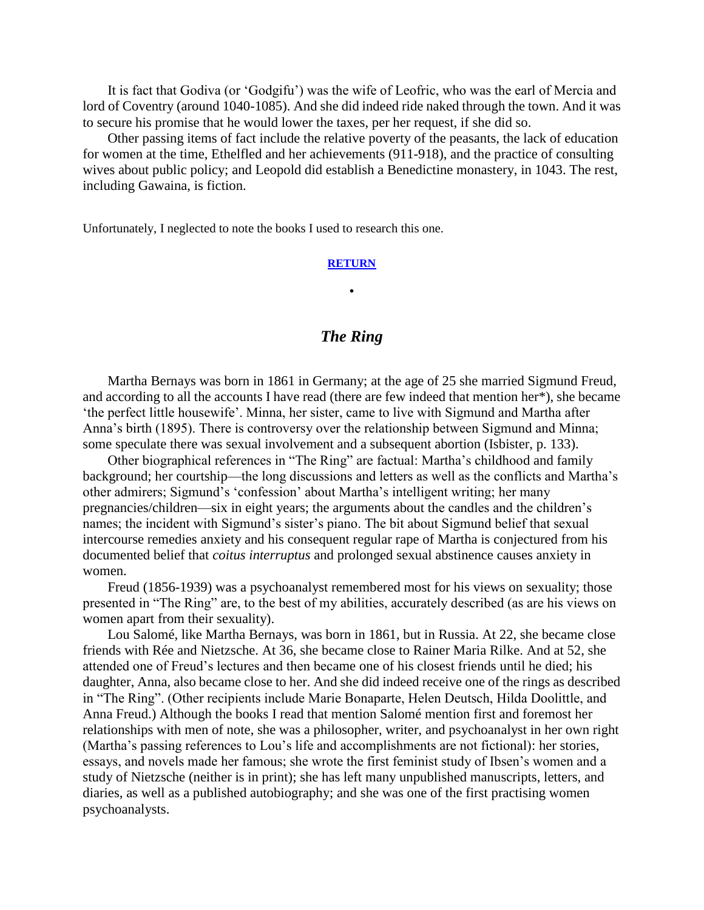It is fact that Godiva (or 'Godgifu') was the wife of Leofric, who was the earl of Mercia and lord of Coventry (around 1040-1085). And she did indeed ride naked through the town. And it was to secure his promise that he would lower the taxes, per her request, if she did so.

Other passing items of fact include the relative poverty of the peasants, the lack of education for women at the time, Ethelfled and her achievements (911-918), and the practice of consulting wives about public policy; and Leopold did establish a Benedictine monastery, in 1043. The rest, including Gawaina, is fiction.

Unfortunately, I neglected to note the books I used to research this one.

**RETURN**

•

## *The Ring*

Martha Bernays was born in 1861 in Germany; at the age of 25 she married Sigmund Freud, and according to all the accounts I have read (there are few indeed that mention her*), she became 'the perfect little housewife'. Minna, her sister, came to live with Sigmund and Martha after Anna's birth (1895). There is controversy over the relationship between Sigmund and Minna; some speculate there was sexual involvement and a subsequent abortion (Isbister, p. 133).

Other biographical references in "The Ring" are factual: Martha's childhood and family background; her courtship—the long discussions and letters as well as the conflicts and Martha's other admirers; Sigmund's 'confession' about Martha's intelligent writing; her many pregnancies/children—six in eight years; the arguments about the candles and the children's names; the incident with Sigmund's sister's piano. The bit about Sigmund belief that sexual intercourse remedies anxiety and his consequent regular rape of Martha is conjectured from his documented belief that *coitus interruptus* and prolonged sexual abstinence causes anxiety in women.

Freud (1856-1939) was a psychoanalyst remembered most for his views on sexuality; those presented in "The Ring" are, to the best of my abilities, accurately described (as are his views on women apart from their sexuality).

Lou Salomé, like Martha Bernays, was born in 1861, but in Russia. At 22, she became close friends with Rée and Nietzsche. At 36, she became close to Rainer Maria Rilke. And at 52, she attended one of Freud's lectures and then became one of his closest friends until he died; his daughter, Anna, also became close to her. And she did indeed receive one of the rings as described in "The Ring". (Other recipients include Marie Bonaparte, Helen Deutsch, Hilda Doolittle, and Anna Freud.) Although the books I read that mention Salomé mention first and foremost her relationships with men of note, she was a philosopher, writer, and psychoanalyst in her own right (Martha's passing references to Lou's life and accomplishments are not fictional): her stories, essays, and novels made her famous; she wrote the first feminist study of Ibsen's women and a study of Nietzsche (neither is in print); she has left many unpublished manuscripts, letters, and diaries, as well as a published autobiography; and she was one of the first practising women psychoanalysts.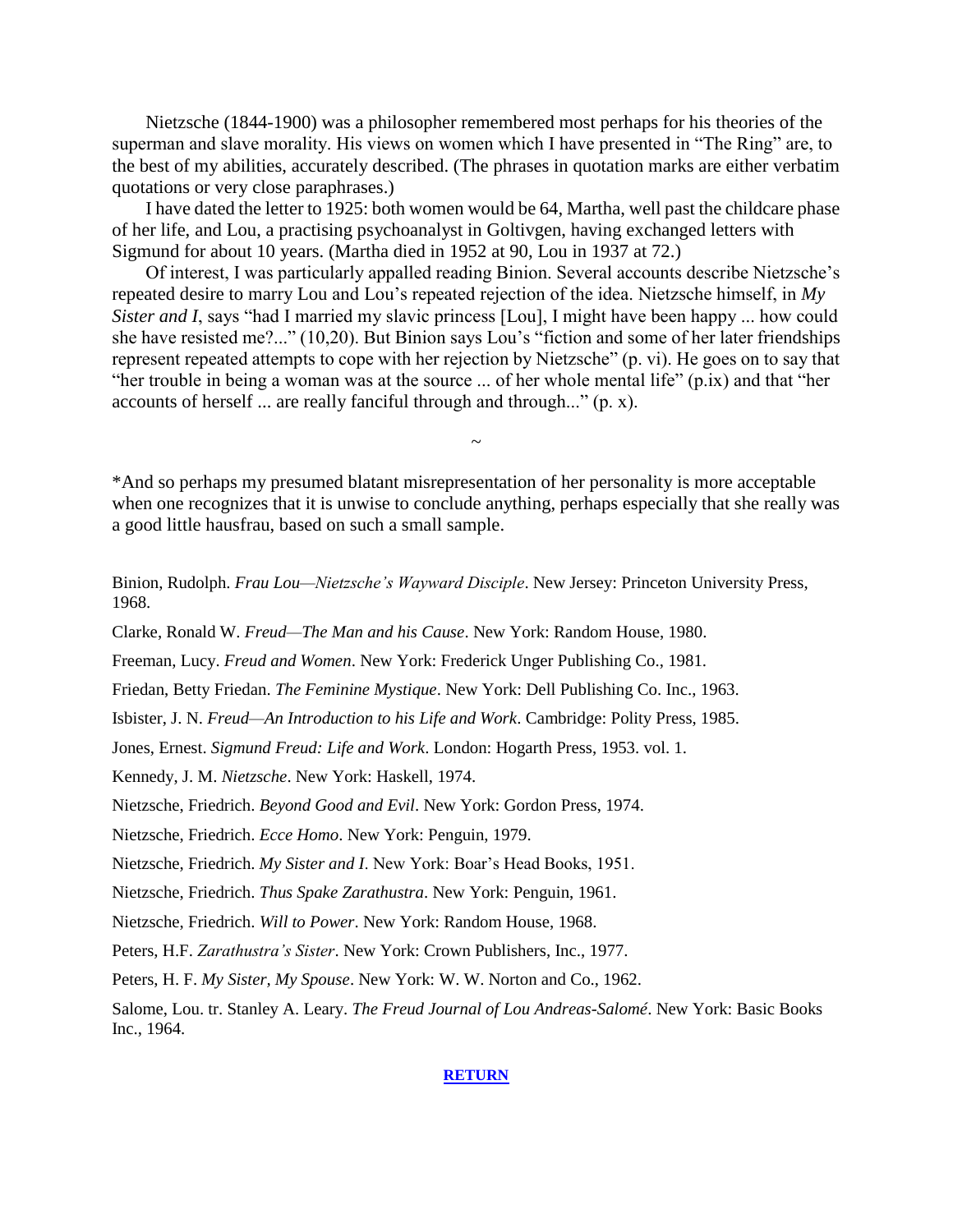Nietzsche (1844-1900) was a philosopher remembered most perhaps for his theories of the superman and slave morality. His views on women which I have presented in "The Ring" are, to the best of my abilities, accurately described. (The phrases in quotation marks are either verbatim quotations or very close paraphrases.)

I have dated the letter to 1925: both women would be 64, Martha, well past the childcare phase of her life, and Lou, a practising psychoanalyst in Goltivgen, having exchanged letters with Sigmund for about 10 years. (Martha died in 1952 at 90, Lou in 1937 at 72.)

Of interest, I was particularly appalled reading Binion. Several accounts describe Nietzsche's repeated desire to marry Lou and Lou's repeated rejection of the idea. Nietzsche himself, in *My Sister and I*, says "had I married my slavic princess [Lou], I might have been happy ... how could she have resisted me?..." (10,20). But Binion says Lou's "fiction and some of her later friendships represent repeated attempts to cope with her rejection by Nietzsche" (p. vi). He goes on to say that "her trouble in being a woman was at the source ... of her whole mental life" (p.ix) and that "her accounts of herself ... are really fanciful through and through..." (p. x).

~

*And so perhaps my presumed blatant misrepresentation of her personality is more acceptable when one recognizes that it is unwise to conclude anything, perhaps especially that she really was a good little hausfrau, based on such a small sample.

Binion, Rudolph. *Frau Lou—Nietzsche's Wayward Disciple*. New Jersey: Princeton University Press, 1968.

Clarke, Ronald W. *Freud—The Man and his Cause*. New York: Random House, 1980.

Freeman, Lucy. *Freud and Women*. New York: Frederick Unger Publishing Co., 1981.

Friedan, Betty Friedan. *The Feminine Mystique*. New York: Dell Publishing Co. Inc., 1963.

Isbister, J. N. *Freud—An Introduction to his Life and Work*. Cambridge: Polity Press, 1985.

Jones, Ernest. *Sigmund Freud: Life and Work*. London: Hogarth Press, 1953. vol. 1.

Kennedy, J. M. *Nietzsche*. New York: Haskell, 1974.

Nietzsche, Friedrich. *Beyond Good and Evil*. New York: Gordon Press, 1974.

Nietzsche, Friedrich. *Ecce Homo*. New York: Penguin, 1979.

Nietzsche, Friedrich. *My Sister and I*. New York: Boar's Head Books, 1951.

Nietzsche, Friedrich. *Thus Spake Zarathustra*. New York: Penguin, 1961.

Nietzsche, Friedrich. *Will to Power*. New York: Random House, 1968.

Peters, H.F. *Zarathustra's Sister*. New York: Crown Publishers, Inc., 1977.

Peters, H. F. *My Sister, My Spouse*. New York: W. W. Norton and Co., 1962.

Salome, Lou. tr. Stanley A. Leary. *The Freud Journal of Lou Andreas-Salomé*. New York: Basic Books Inc., 1964.

**RETURN**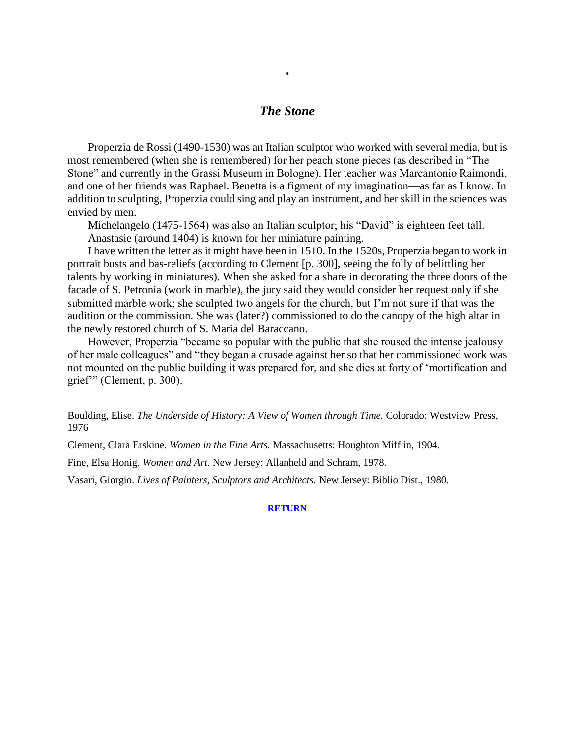•

## *The Stone*

Properzia de Rossi (1490-1530) was an Italian sculptor who worked with several media, but is most remembered (when she is remembered) for her peach stone pieces (as described in "The Stone" and currently in the Grassi Museum in Bologne). Her teacher was Marcantonio Raimondi, and one of her friends was Raphael. Benetta is a figment of my imagination—as far as I know. In addition to sculpting, Properzia could sing and play an instrument, and her skill in the sciences was envied by men.

Michelangelo (1475-1564) was also an Italian sculptor; his "David" is eighteen feet tall.

Anastasie (around 1404) is known for her miniature painting.

I have written the letter as it might have been in 1510. In the 1520s, Properzia began to work in portrait busts and bas-reliefs (according to Clement [p. 300], seeing the folly of belittling her talents by working in miniatures). When she asked for a share in decorating the three doors of the facade of S. Petronia (work in marble), the jury said they would consider her request only if she submitted marble work; she sculpted two angels for the church, but I'm not sure if that was the audition or the commission. She was (later?) commissioned to do the canopy of the high altar in the newly restored church of S. Maria del Baraccano.

However, Properzia "became so popular with the public that she roused the intense jealousy of her male colleagues" and "they began a crusade against her so that her commissioned work was not mounted on the public building it was prepared for, and she dies at forty of 'mortification and grief'" (Clement, p. 300).

Boulding, Elise. *The Underside of History: A View of Women through Time.* Colorado: Westview Press, 1976

Clement, Clara Erskine. *Women in the Fine Arts.* Massachusetts: Houghton Mifflin, 1904.

Fine, Elsa Honig. *Women and Art.* New Jersey: Allanheld and Schram, 1978.

Vasari, Giorgio. *Lives of Painters, Sculptors and Architects.* New Jersey: Biblio Dist., 1980.

**RETURN**